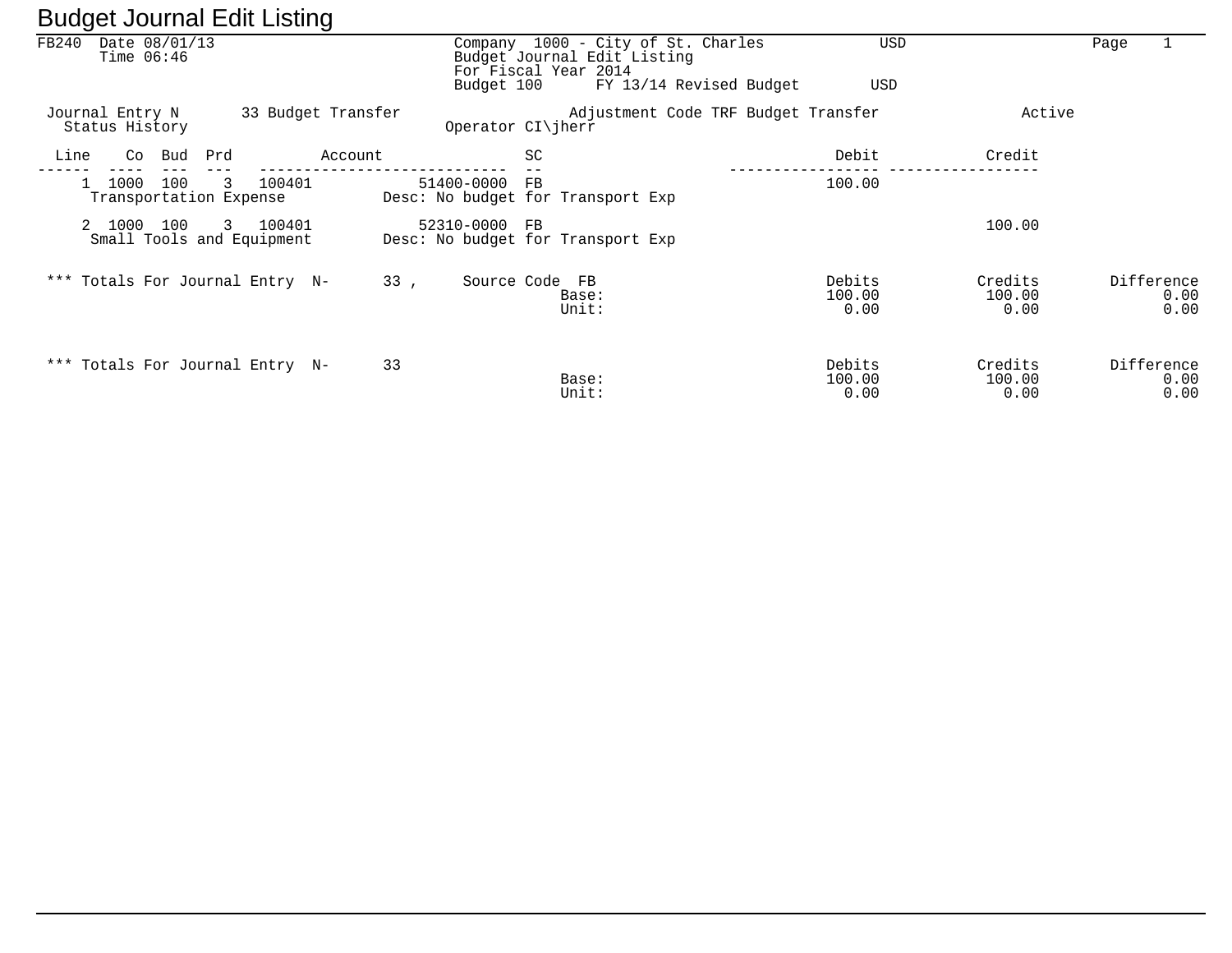# Budget Journal Edit Listing

FB240 Date 08/01/13
Time 06:46

Company 1000 - City of St. Charles USD
Budget Journal Edit Listing
For Fiscal Year 2014
Budget 100 FY 13/14 Revised Budget USD

Page 1

Journal Entry N 33 Budget Transfer — Adjustment Code TRF Budget Transfer — Active
Status History — Operator CI\jherr

| Line | Co | Bud | Prd | Account | | SC | Debit | Credit |
|---|---|---|---|---|---|---|---|---|
| 1 | 1000 | 100 | 3 | 100401 | 51400-0000 | FB | 100.00 | |
| | Transportation Expense | | | | Desc: No budget for Transport Exp | | | |
| 2 | 1000 | 100 | 3 | 100401 | 52310-0000 | FB | | 100.00 |
| | Small Tools and Equipment | | | | Desc: No budget for Transport Exp | | | |

| *** Totals For Journal Entry N- 33 , Source Code FB | | Debits | Credits | Difference |
|---|---|---|---|---|
| | Base: | 100.00 | 100.00 | 0.00 |
| | Unit: | 0.00 | 0.00 | 0.00 |

| *** Totals For Journal Entry N- 33 | | Debits | Credits | Difference |
|---|---|---|---|---|
| | Base: | 100.00 | 100.00 | 0.00 |
| | Unit: | 0.00 | 0.00 | 0.00 |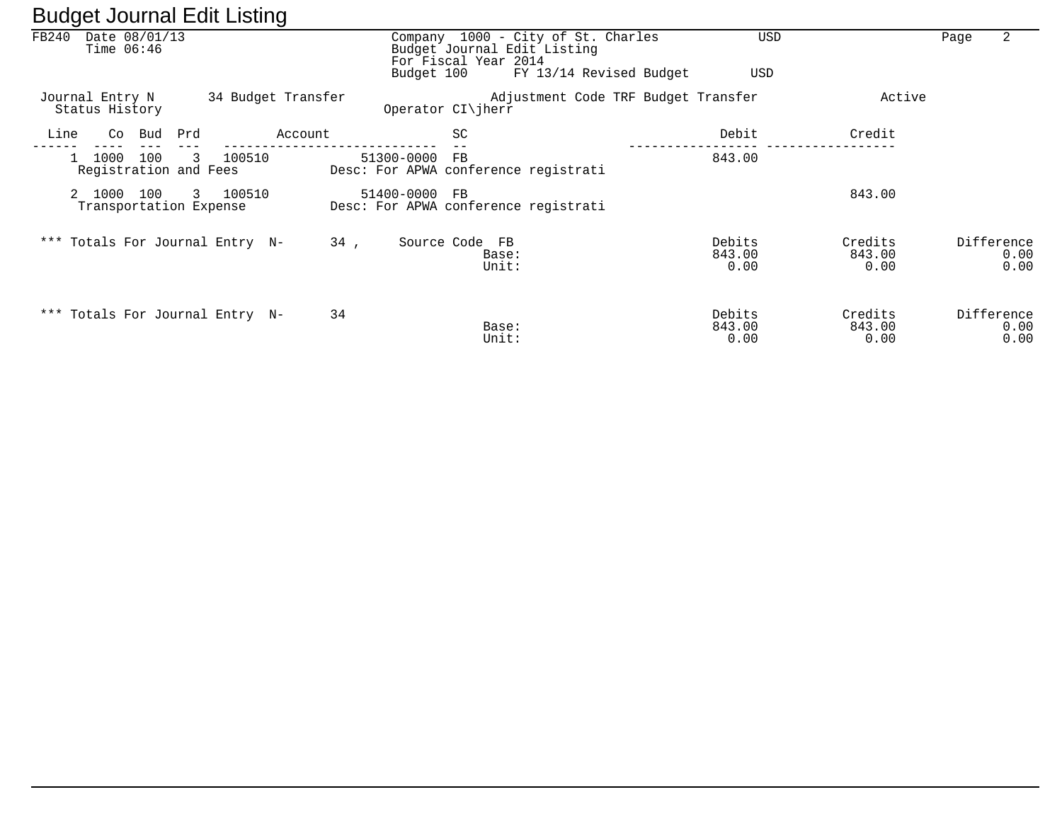# Budget Journal Edit Listing

FB240 Date 08/01/13
Time 06:46

Company 1000 - City of St. Charles USD
Budget Journal Edit Listing
For Fiscal Year 2014
Budget 100 FY 13/14 Revised Budget USD

Journal Entry N 34 Budget Transfer Adjustment Code TRF Budget Transfer Active
Status History Operator CI\jherr

| Line | Co | Bud | Prd | Account | | SC | | Debit | Credit |
|---|---|---|---|---|---|---|---|---|---|
| 1 | 1000 | 100 | 3 | 100510 | 51300-0000 | FB | | 843.00 | |
| | Registration and Fees | | | | | Desc: For APWA conference registrati | | | |
| 2 | 1000 | 100 | 3 | 100510 | 51400-0000 | FB | | | 843.00 |
| | Transportation Expense | | | | | Desc: For APWA conference registrati | | | |

*** Totals For Journal Entry N- 34 , Source Code FB

| | Debits | Credits | Difference |
|---|---|---|---|
| Base: | 843.00 | 843.00 | 0.00 |
| Unit: | 0.00 | 0.00 | 0.00 |

*** Totals For Journal Entry N- 34

| | Debits | Credits | Difference |
|---|---|---|---|
| Base: | 843.00 | 843.00 | 0.00 |
| Unit: | 0.00 | 0.00 | 0.00 |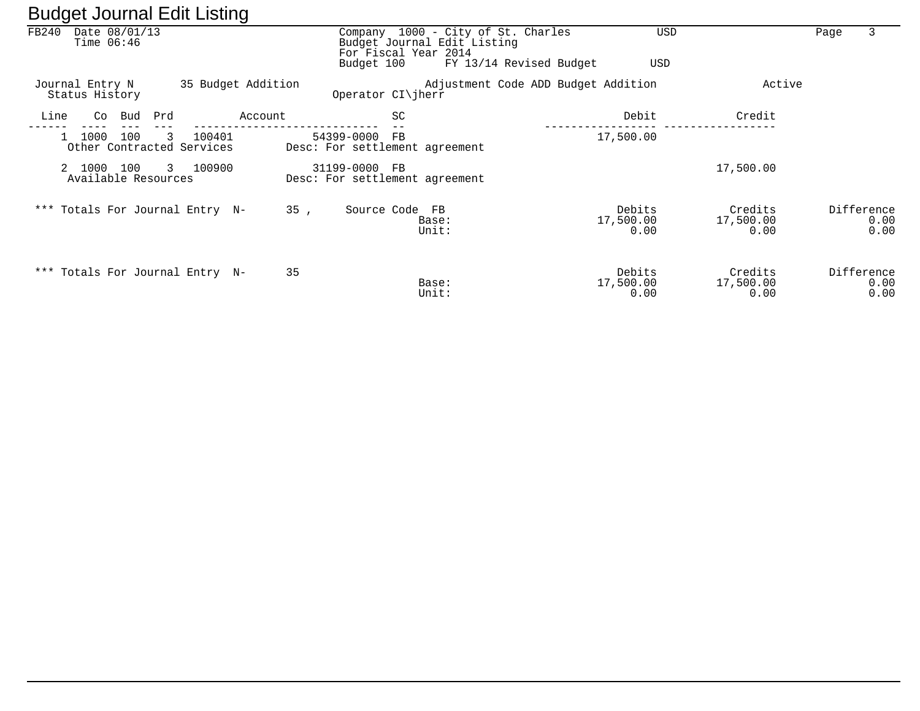# Budget Journal Edit Listing

FB240 Date 08/01/13
Time 06:46

Company 1000 - City of St. Charles USD
Budget Journal Edit Listing
For Fiscal Year 2014
Budget 100 FY 13/14 Revised Budget USD

Journal Entry N 35 Budget Addition  Adjustment Code ADD Budget Addition  Active
Status History  Operator CI\jherr

| Line | Co | Bud | Prd | Account | | SC | Debit | Credit |
|---|---|---|---|---|---|---|---|---|
| 1 | 1000 | 100 | 3 | 100401 | 54399-0000 | FB | 17,500.00 | |
| | Other Contracted Services | | | | Desc: For settlement agreement | | | |
| 2 | 1000 | 100 | 3 | 100900 | 31199-0000 | FB | | 17,500.00 |
| | Available Resources | | | | Desc: For settlement agreement | | | |

*** Totals For Journal Entry N- 35 , Source Code FB

| | Debits | Credits | Difference |
|---|---|---|---|
| Base: | 17,500.00 | 17,500.00 | 0.00 |
| Unit: | 0.00 | 0.00 | 0.00 |

*** Totals For Journal Entry N- 35

| | Debits | Credits | Difference |
|---|---|---|---|
| Base: | 17,500.00 | 17,500.00 | 0.00 |
| Unit: | 0.00 | 0.00 | 0.00 |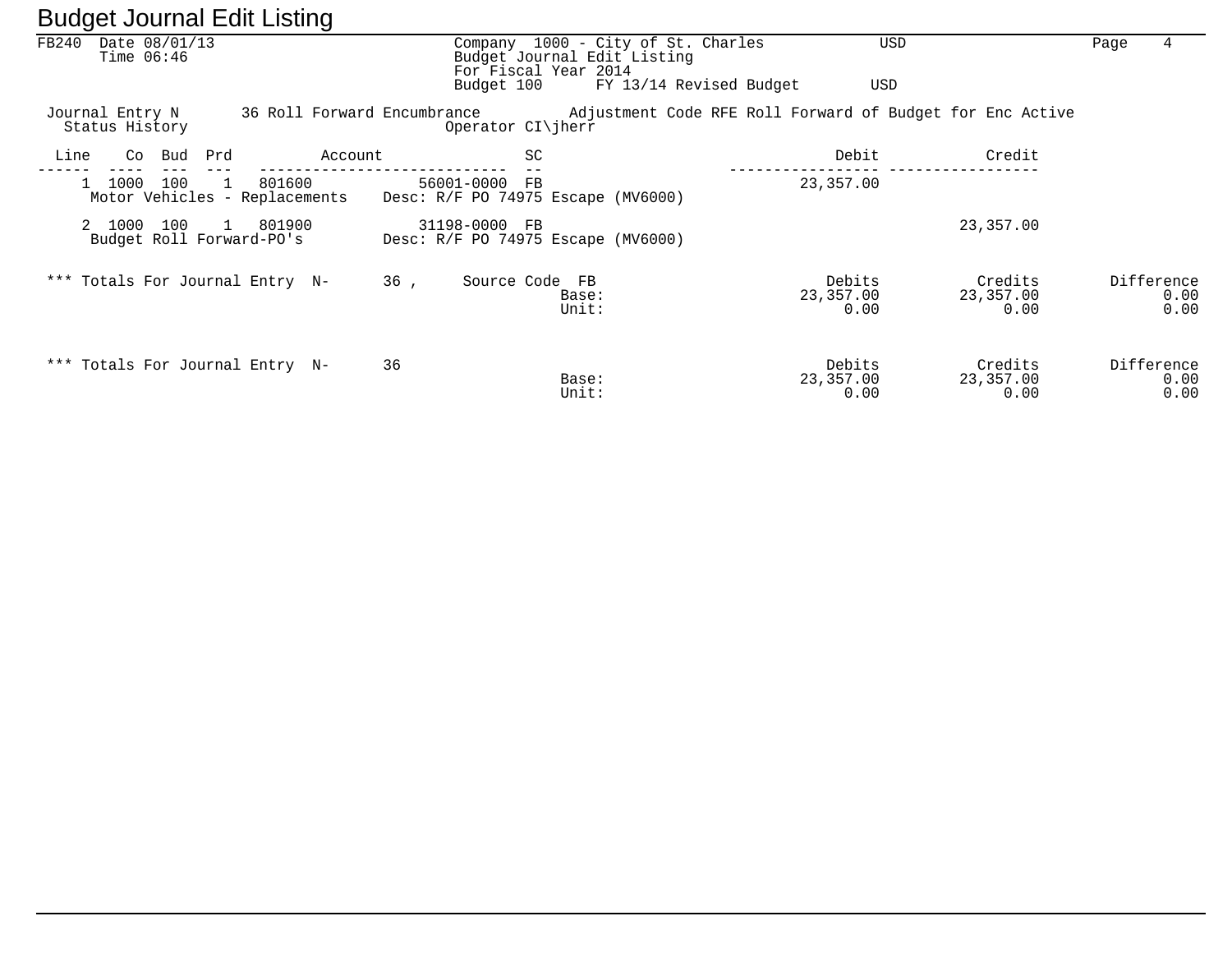# Budget Journal Edit Listing

FB240 Date 08/01/13
Time 06:46

Company 1000 - City of St. Charles USD
Budget Journal Edit Listing
For Fiscal Year 2014
Budget 100 FY 13/14 Revised Budget USD

Journal Entry N 36 Roll Forward Encumbrance Adjustment Code RFE Roll Forward of Budget for Enc Active
Status History Operator CI\jherr

| Line | Co | Bud | Prd | Account | | SC | Debit | Credit |
|---|---|---|---|---|---|---|---|---|
| 1 | 1000 | 100 | 1 | 801600 | 56001-0000 | FB | 23,357.00 | |
| | Motor Vehicles - Replacements | | | | Desc: R/F PO 74975 Escape (MV6000) | | | |
| 2 | 1000 | 100 | 1 | 801900 | 31198-0000 | FB | | 23,357.00 |
| | Budget Roll Forward-PO's | | | | Desc: R/F PO 74975 Escape (MV6000) | | | |

| *** Totals For Journal Entry N- 36 , Source Code FB | | Debits | Credits | Difference |
|---|---|---|---|---|
| | Base: | 23,357.00 | 23,357.00 | 0.00 |
| | Unit: | 0.00 | 0.00 | 0.00 |

| *** Totals For Journal Entry N- 36 | | Debits | Credits | Difference |
|---|---|---|---|---|
| | Base: | 23,357.00 | 23,357.00 | 0.00 |
| | Unit: | 0.00 | 0.00 | 0.00 |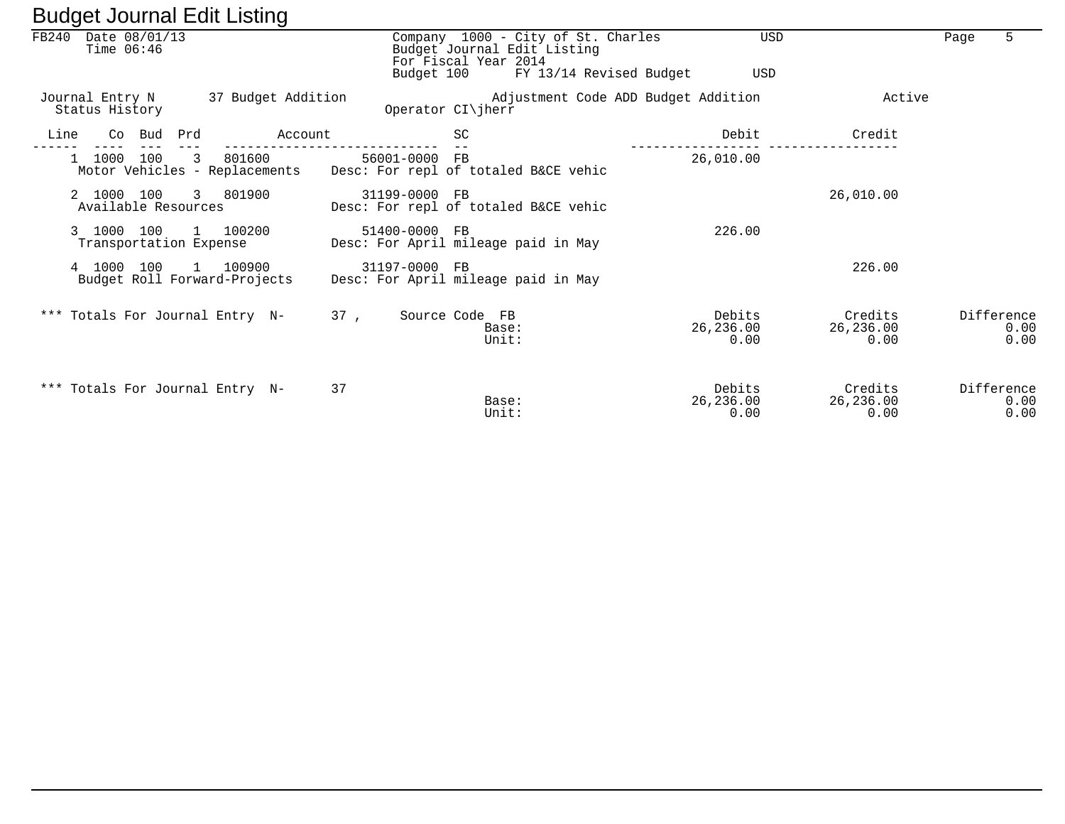# Budget Journal Edit Listing

FB240 Date 08/01/13
Time 06:46

Company 1000 - City of St. Charles USD
Budget Journal Edit Listing
For Fiscal Year 2014
Budget 100 FY 13/14 Revised Budget USD

Journal Entry N 37 Budget Addition Adjustment Code ADD Budget Addition Active
Status History Operator CI\jherr

| Line | Co | Bud | Prd | Account | | SC | Debit | Credit |
|---|---|---|---|---|---|---|---|---|
| 1 | 1000 | 100 | 3 | 801600 | 56001-0000 | FB | 26,010.00 | |
| | Motor Vehicles - Replacements | | | | Desc: For repl of totaled B&CE vehic | | | |
| 2 | 1000 | 100 | 3 | 801900 | 31199-0000 | FB | | 26,010.00 |
| | Available Resources | | | | Desc: For repl of totaled B&CE vehic | | | |
| 3 | 1000 | 100 | 1 | 100200 | 51400-0000 | FB | 226.00 | |
| | Transportation Expense | | | | Desc: For April mileage paid in May | | | |
| 4 | 1000 | 100 | 1 | 100900 | 31197-0000 | FB | | 226.00 |
| | Budget Roll Forward-Projects | | | | Desc: For April mileage paid in May | | | |

| *** Totals For Journal Entry N- 37 , Source Code FB | | Debits | Credits | Difference |
|---|---|---|---|---|
| | Base: | 26,236.00 | 26,236.00 | 0.00 |
| | Unit: | 0.00 | 0.00 | 0.00 |

| *** Totals For Journal Entry N- 37 | | Debits | Credits | Difference |
|---|---|---|---|---|
| | Base: | 26,236.00 | 26,236.00 | 0.00 |
| | Unit: | 0.00 | 0.00 | 0.00 |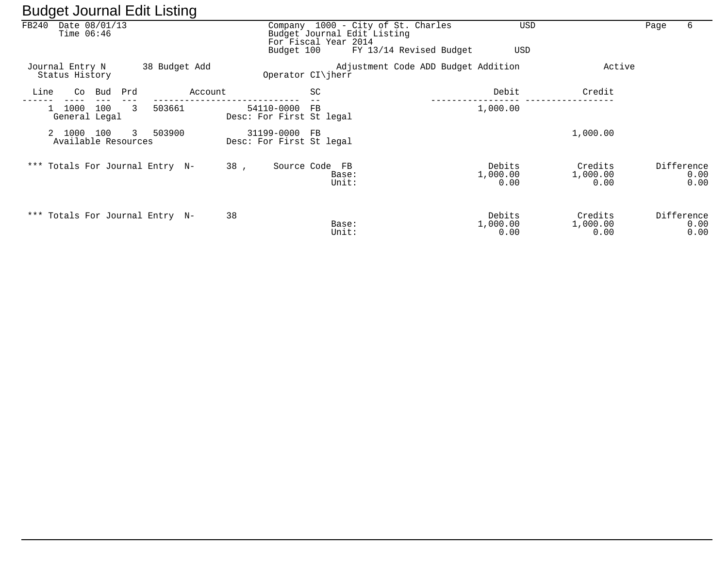# Budget Journal Edit Listing

FB240 Date 08/01/13
Time 06:46

Company 1000 - City of St. Charles USD
Budget Journal Edit Listing
For Fiscal Year 2014
Budget 100 FY 13/14 Revised Budget USD

Journal Entry N 38 Budget Add — Adjustment Code ADD Budget Addition — Active
Status History — Operator CI\jherr

| Line | Co | Bud | Prd | Account | | SC | Debit | Credit |
|---|---|---|---|---|---|---|---|---|
| 1 | 1000 | 100 | 3 | 503661 | 54110-0000 | FB | 1,000.00 | |
| | General Legal | | | | Desc: For First St legal | | | |
| 2 | 1000 | 100 | 3 | 503900 | 31199-0000 | FB | | 1,000.00 |
| | Available Resources | | | | Desc: For First St legal | | | |

*** Totals For Journal Entry N- 38 , Source Code FB

| | Debits | Credits | Difference |
|---|---|---|---|
| Base: | 1,000.00 | 1,000.00 | 0.00 |
| Unit: | 0.00 | 0.00 | 0.00 |

*** Totals For Journal Entry N- 38

| | Debits | Credits | Difference |
|---|---|---|---|
| Base: | 1,000.00 | 1,000.00 | 0.00 |
| Unit: | 0.00 | 0.00 | 0.00 |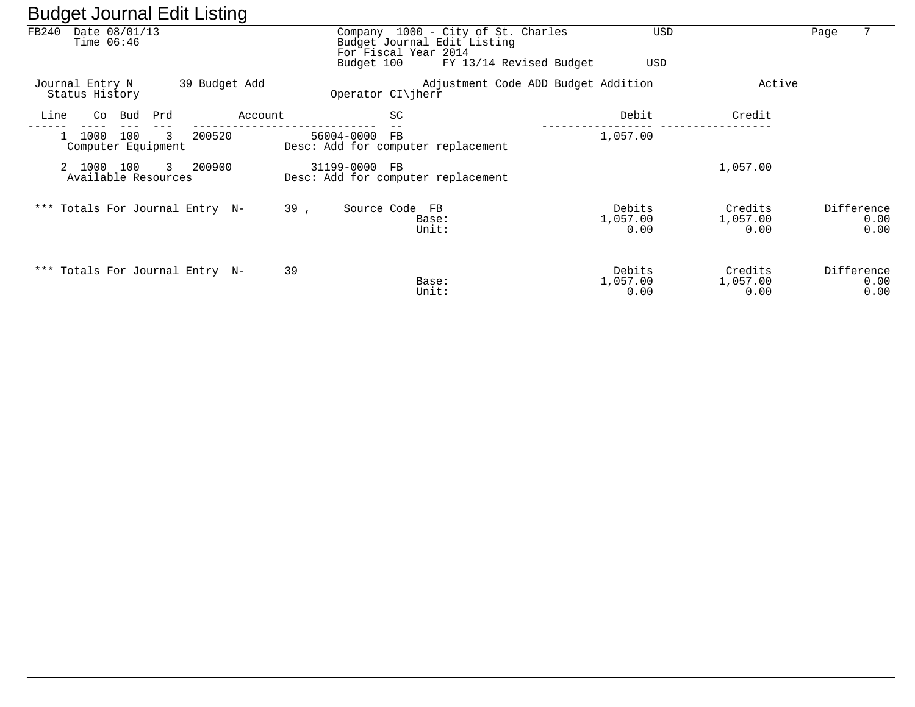# Budget Journal Edit Listing

FB240 Date 08/01/13
Time 06:46

Company 1000 - City of St. Charles USD
Budget Journal Edit Listing
For Fiscal Year 2014
Budget 100 FY 13/14 Revised Budget USD

Journal Entry N 39 Budget Add — Adjustment Code ADD Budget Addition — Active
Status History — Operator CI\jherr

| Line | Co | Bud | Prd | Account | | SC | Debit | Credit |
|---|---|---|---|---|---|---|---|---|
| 1 | 1000 | 100 | 3 | 200520 | 56004-0000 | FB | 1,057.00 | |
| | Computer Equipment | | | Desc: Add for computer replacement | | | | |
| 2 | 1000 | 100 | 3 | 200900 | 31199-0000 | FB | | 1,057.00 |
| | Available Resources | | | Desc: Add for computer replacement | | | | |

*** Totals For Journal Entry N- 39 , Source Code FB

| | Debits | Credits | Difference |
|---|---|---|---|
| Base: | 1,057.00 | 1,057.00 | 0.00 |
| Unit: | 0.00 | 0.00 | 0.00 |

*** Totals For Journal Entry N- 39

| | Debits | Credits | Difference |
|---|---|---|---|
| Base: | 1,057.00 | 1,057.00 | 0.00 |
| Unit: | 0.00 | 0.00 | 0.00 |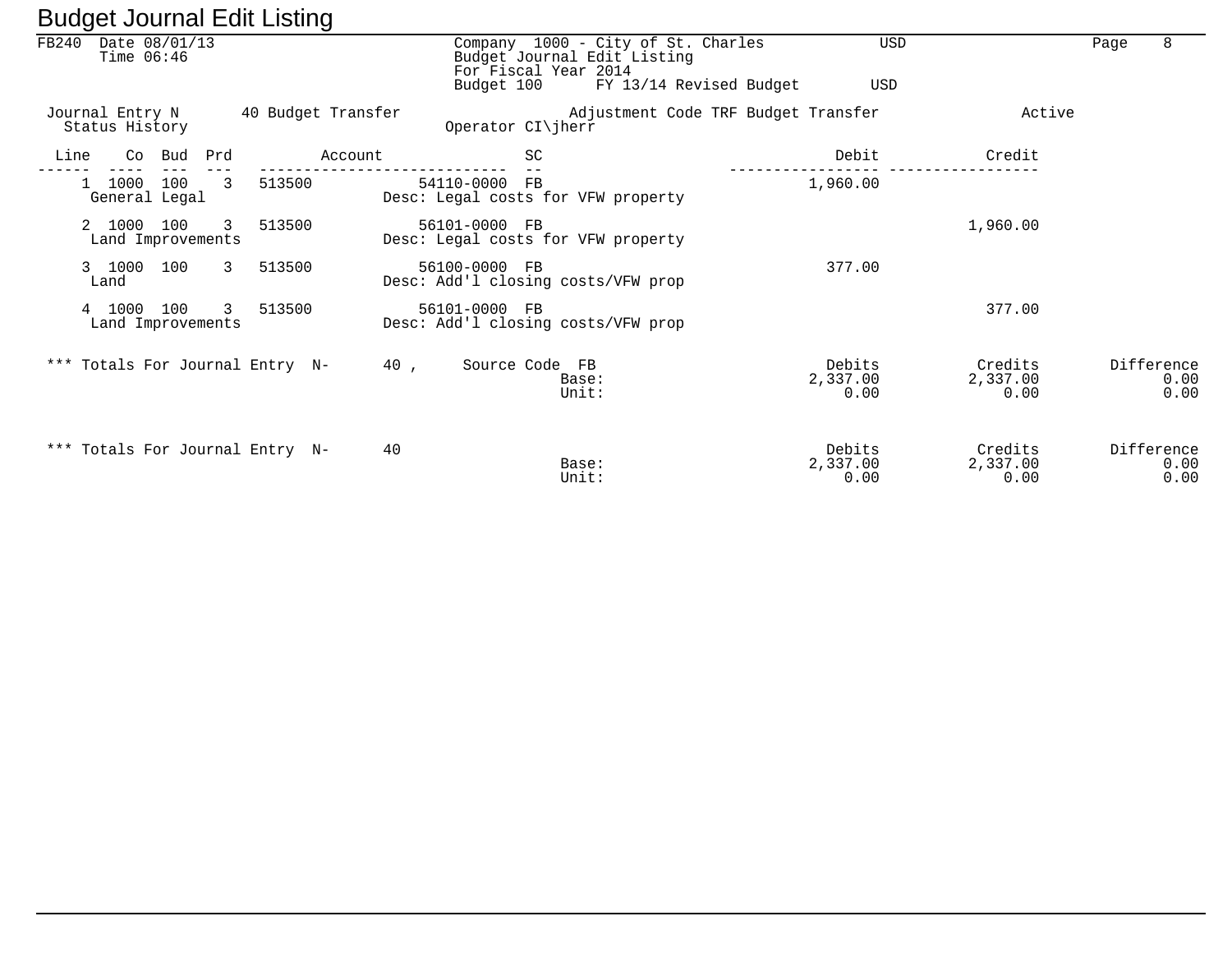# Budget Journal Edit Listing

FB240 Date 08/01/13
Time 06:46

Company 1000 - City of St. Charles USD
Budget Journal Edit Listing
For Fiscal Year 2014
Budget 100 FY 13/14 Revised Budget USD

Journal Entry N 40 Budget Transfer    Adjustment Code TRF Budget Transfer    Active
Status History    Operator CI\jherr

| Line | Co | Bud | Prd | Account | | SC | Debit | Credit |
|---|---|---|---|---|---|---|---|---|
| 1 | 1000 | 100 | 3 | 513500 | 54110-0000 | FB | 1,960.00 | |
| General Legal | | | | | Desc: Legal costs for VFW property | | | |
| 2 | 1000 | 100 | 3 | 513500 | 56101-0000 | FB | | 1,960.00 |
| Land Improvements | | | | | Desc: Legal costs for VFW property | | | |
| 3 | 1000 | 100 | 3 | 513500 | 56100-0000 | FB | 377.00 | |
| Land | | | | | Desc: Add'l closing costs/VFW prop | | | |
| 4 | 1000 | 100 | 3 | 513500 | 56101-0000 | FB | | 377.00 |
| Land Improvements | | | | | Desc: Add'l closing costs/VFW prop | | | |

*** Totals For Journal Entry N- 40 , Source Code FB

| | Debits | Credits | Difference |
|---|---|---|---|
| Base: | 2,337.00 | 2,337.00 | 0.00 |
| Unit: | 0.00 | 0.00 | 0.00 |

*** Totals For Journal Entry N- 40

| | Debits | Credits | Difference |
|---|---|---|---|
| Base: | 2,337.00 | 2,337.00 | 0.00 |
| Unit: | 0.00 | 0.00 | 0.00 |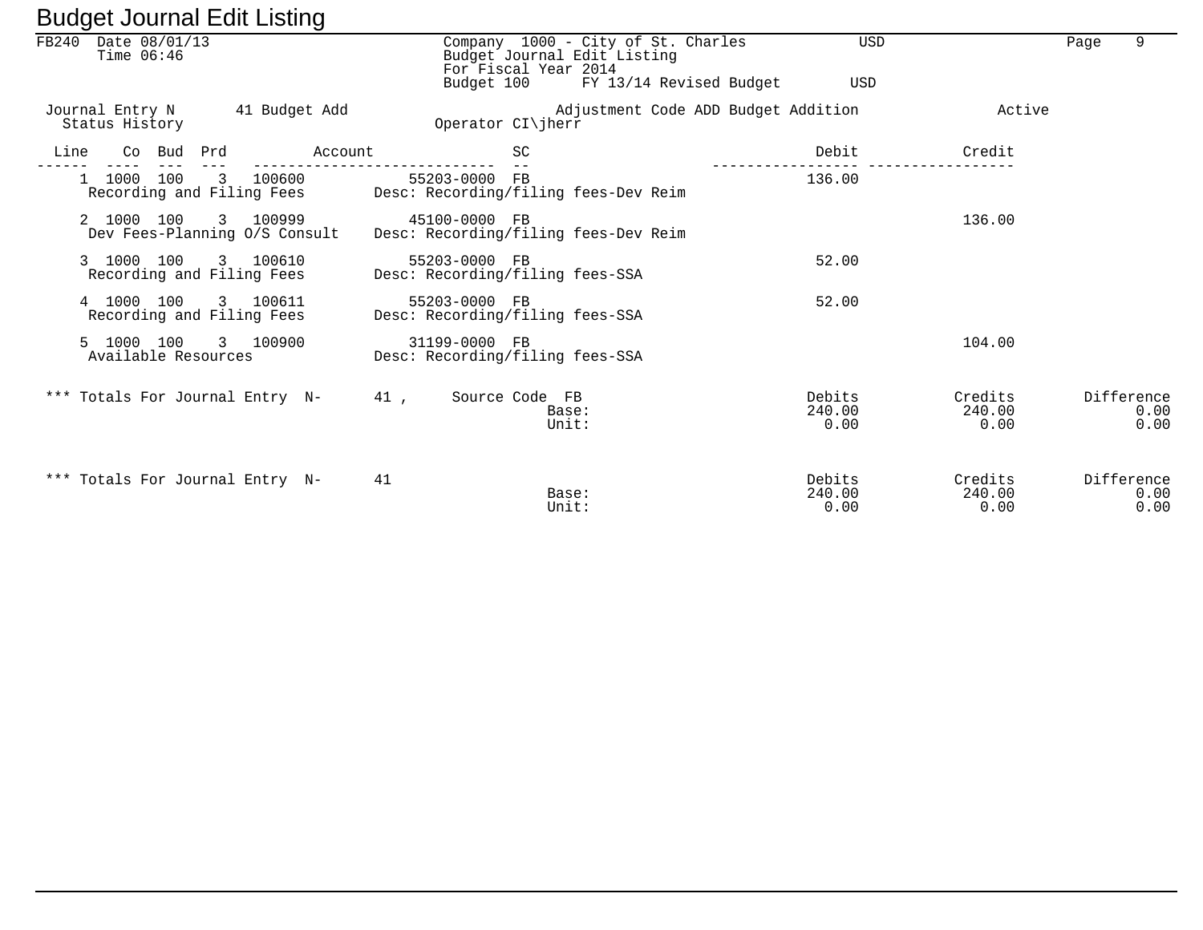# Budget Journal Edit Listing

FB240 Date 08/01/13
Time 06:46

Company 1000 - City of St. Charles USD
Budget Journal Edit Listing
For Fiscal Year 2014
Budget 100 FY 13/14 Revised Budget USD

Journal Entry N 41 Budget Add Adjustment Code ADD Budget Addition Active
Status History Operator CI\jherr

| Line | Co | Bud | Prd | Account | | SC | Description | Debit | Credit |
|---|---|---|---|---|---|---|---|---|---|
| 1 | 1000 | 100 | 3 | 100600 | 55203-0000 | FB | | 136.00 | |
| | Recording and Filing Fees | | | | | | Desc: Recording/filing fees-Dev Reim | | |
| 2 | 1000 | 100 | 3 | 100999 | 45100-0000 | FB | | | 136.00 |
| | Dev Fees-Planning O/S Consult | | | | | | Desc: Recording/filing fees-Dev Reim | | |
| 3 | 1000 | 100 | 3 | 100610 | 55203-0000 | FB | | 52.00 | |
| | Recording and Filing Fees | | | | | | Desc: Recording/filing fees-SSA | | |
| 4 | 1000 | 100 | 3 | 100611 | 55203-0000 | FB | | 52.00 | |
| | Recording and Filing Fees | | | | | | Desc: Recording/filing fees-SSA | | |
| 5 | 1000 | 100 | 3 | 100900 | 31199-0000 | FB | | | 104.00 |
| | Available Resources | | | | | | Desc: Recording/filing fees-SSA | | |

*** Totals For Journal Entry N- 41 , Source Code FB

| | Debits | Credits | Difference |
|---|---|---|---|
| Base: | 240.00 | 240.00 | 0.00 |
| Unit: | 0.00 | 0.00 | 0.00 |

*** Totals For Journal Entry N- 41

| | Debits | Credits | Difference |
|---|---|---|---|
| Base: | 240.00 | 240.00 | 0.00 |
| Unit: | 0.00 | 0.00 | 0.00 |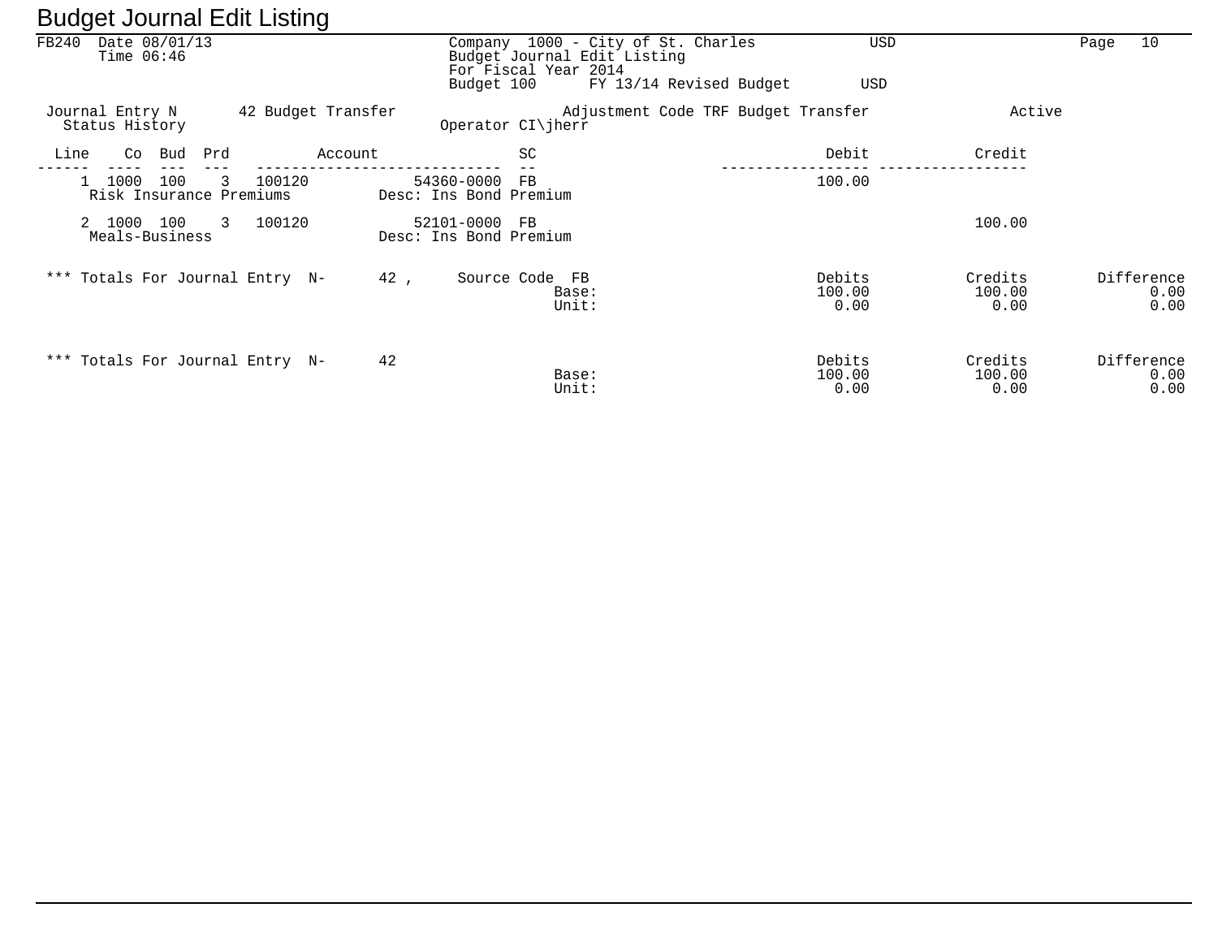# Budget Journal Edit Listing

FB240 Date 08/01/13
Time 06:46

Company 1000 - City of St. Charles USD
Budget Journal Edit Listing
For Fiscal Year 2014
Budget 100 FY 13/14 Revised Budget USD

Journal Entry N 42 Budget Transfer Adjustment Code TRF Budget Transfer Active
Status History Operator CI\jherr

| Line | Co | Bud | Prd | Account | SC | Debit | Credit |
|---|---|---|---|---|---|---|---|
| 1 | 1000 | 100 | 3 | 100120 54360-0000 | FB | 100.00 | |
| | Risk Insurance Premiums | | | Desc: Ins Bond Premium | | | |
| 2 | 1000 | 100 | 3 | 100120 52101-0000 | FB | | 100.00 |
| | Meals-Business | | | Desc: Ins Bond Premium | | | |

*** Totals For Journal Entry N- 42 , Source Code FB

| | Debits | Credits | Difference |
|---|---|---|---|
| Base: | 100.00 | 100.00 | 0.00 |
| Unit: | 0.00 | 0.00 | 0.00 |

*** Totals For Journal Entry N- 42

| | Debits | Credits | Difference |
|---|---|---|---|
| Base: | 100.00 | 100.00 | 0.00 |
| Unit: | 0.00 | 0.00 | 0.00 |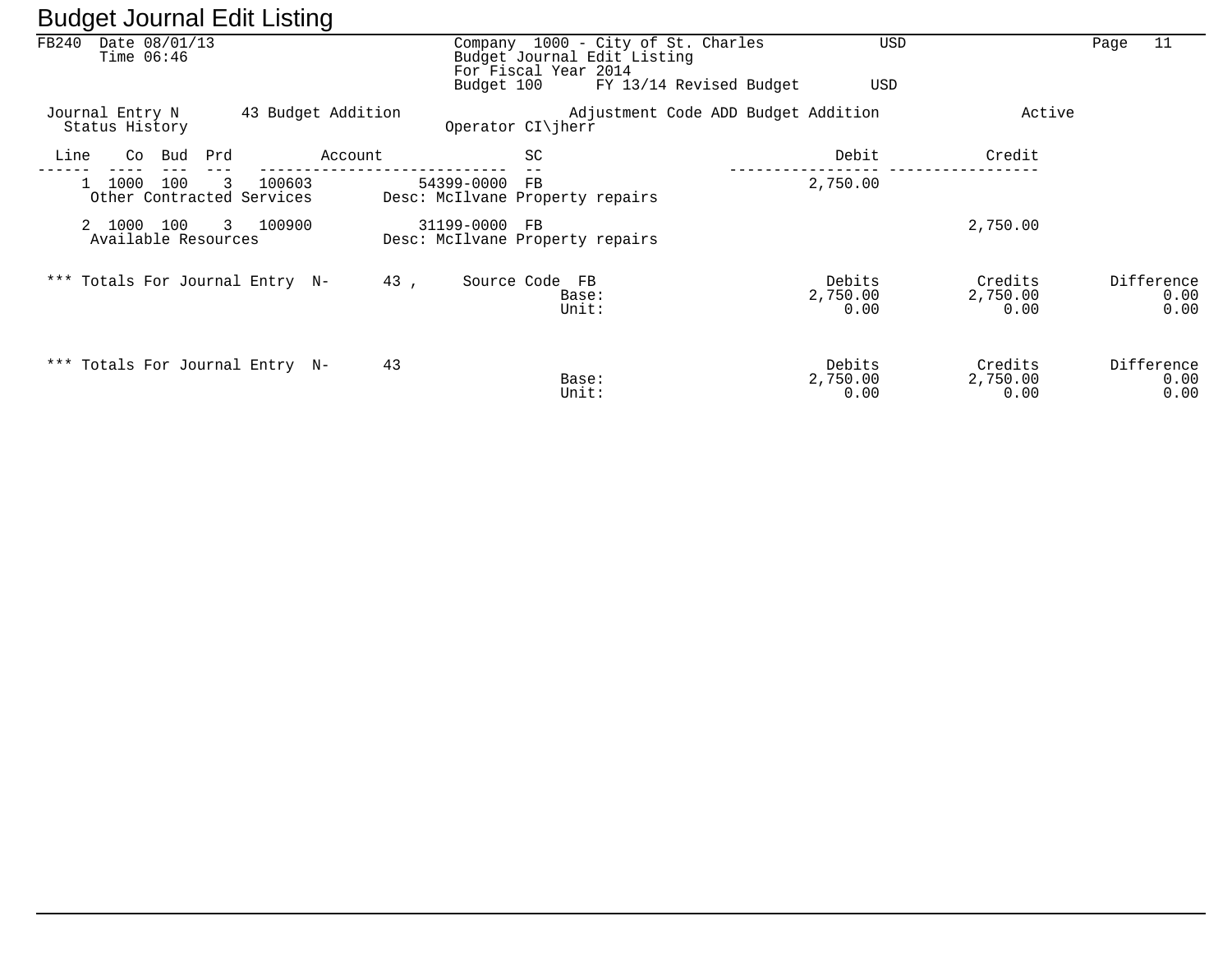# Budget Journal Edit Listing

FB240 Date 08/01/13
Time 06:46

Company 1000 - City of St. Charles USD
Budget Journal Edit Listing
For Fiscal Year 2014
Budget 100 FY 13/14 Revised Budget USD

Journal Entry N 43 Budget Addition Adjustment Code ADD Budget Addition Active
Status History Operator CI\jherr

| Line | Co | Bud | Prd | Account | SC | Debit | Credit |
|---|---|---|---|---|---|---|---|
| 1 | 1000 | 100 | 3 | 100603 54399-0000 | FB | 2,750.00 | |
| | Other Contracted Services | | | Desc: McIlvane Property repairs | | | |
| 2 | 1000 | 100 | 3 | 100900 31199-0000 | FB | | 2,750.00 |
| | Available Resources | | | Desc: McIlvane Property repairs | | | |

*** Totals For Journal Entry N- 43 , Source Code FB

| | Debits | Credits | Difference |
|---|---|---|---|
| Base: | 2,750.00 | 2,750.00 | 0.00 |
| Unit: | 0.00 | 0.00 | 0.00 |

*** Totals For Journal Entry N- 43

| | Debits | Credits | Difference |
|---|---|---|---|
| Base: | 2,750.00 | 2,750.00 | 0.00 |
| Unit: | 0.00 | 0.00 | 0.00 |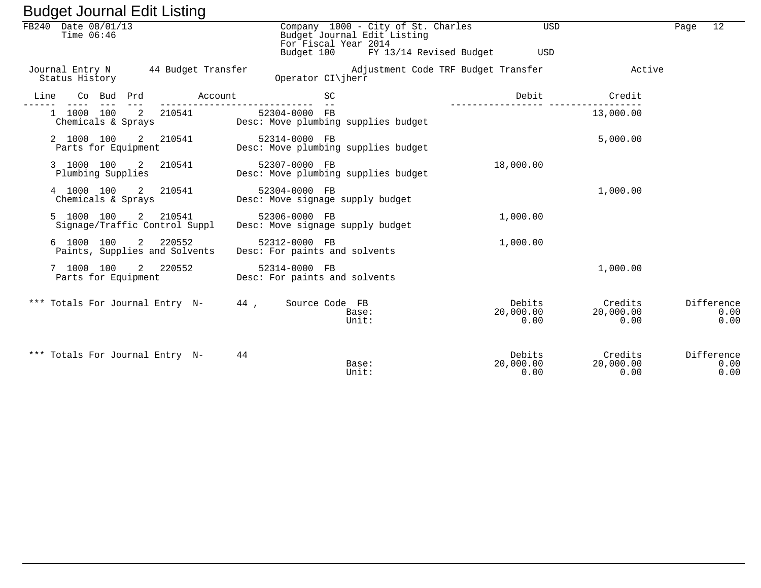# Budget Journal Edit Listing

FB240 Date 08/01/13
Time 06:46

Company 1000 - City of St. Charles USD
Budget Journal Edit Listing
For Fiscal Year 2014
Budget 100 FY 13/14 Revised Budget USD

Journal Entry N 44 Budget Transfer Adjustment Code TRF Budget Transfer Active
Status History Operator CI\jherr

| Line | Co | Bud | Prd | Account | | SC | | Debit | Credit |
|---|---|---|---|---|---|---|---|---|---|
| 1 | 1000 | 100 | 2 | 210541 | 52304-0000 | FB | | | 13,000.00 |
| | Chemicals & Sprays | | | | Desc: Move plumbing supplies budget | | | | |
| 2 | 1000 | 100 | 2 | 210541 | 52314-0000 | FB | | | 5,000.00 |
| | Parts for Equipment | | | | Desc: Move plumbing supplies budget | | | | |
| 3 | 1000 | 100 | 2 | 210541 | 52307-0000 | FB | | 18,000.00 | |
| | Plumbing Supplies | | | | Desc: Move plumbing supplies budget | | | | |
| 4 | 1000 | 100 | 2 | 210541 | 52304-0000 | FB | | | 1,000.00 |
| | Chemicals & Sprays | | | | Desc: Move signage supply budget | | | | |
| 5 | 1000 | 100 | 2 | 210541 | 52306-0000 | FB | | 1,000.00 | |
| | Signage/Traffic Control Suppl | | | | Desc: Move signage supply budget | | | | |
| 6 | 1000 | 100 | 2 | 220552 | 52312-0000 | FB | | 1,000.00 | |
| | Paints, Supplies and Solvents | | | | Desc: For paints and solvents | | | | |
| 7 | 1000 | 100 | 2 | 220552 | 52314-0000 | FB | | | 1,000.00 |
| | Parts for Equipment | | | | Desc: For paints and solvents | | | | |

| *** Totals For Journal Entry N- 44 , Source Code FB | | Debits | Credits | Difference |
|---|---|---|---|---|
| | Base: | 20,000.00 | 20,000.00 | 0.00 |
| | Unit: | 0.00 | 0.00 | 0.00 |

| *** Totals For Journal Entry N- 44 | | Debits | Credits | Difference |
|---|---|---|---|---|
| | Base: | 20,000.00 | 20,000.00 | 0.00 |
| | Unit: | 0.00 | 0.00 | 0.00 |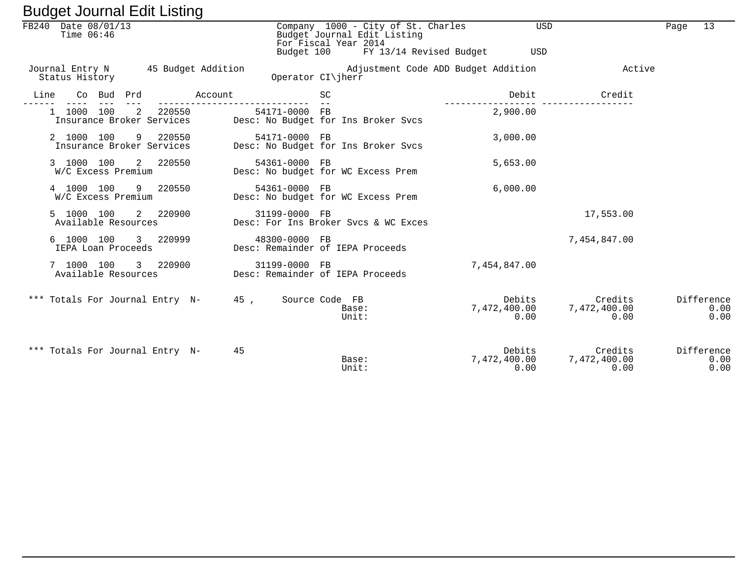# Budget Journal Edit Listing

FB240 Date 08/01/13
Time 06:46

Company 1000 - City of St. Charles USD
Budget Journal Edit Listing
For Fiscal Year 2014
Budget 100 FY 13/14 Revised Budget USD

Journal Entry N 45 Budget Addition — Adjustment Code ADD Budget Addition — Active
Status History — Operator CI\jherr

| Line | Co | Bud | Prd | Account | | SC | Debit | Credit |
|---|---|---|---|---|---|---|---|---|
| 1 | 1000 | 100 | 2 | 220550 | 54171-0000 | FB | 2,900.00 | |
| | Insurance Broker Services | | | | Desc: No Budget for Ins Broker Svcs | | | |
| 2 | 1000 | 100 | 9 | 220550 | 54171-0000 | FB | 3,000.00 | |
| | Insurance Broker Services | | | | Desc: No Budget for Ins Broker Svcs | | | |
| 3 | 1000 | 100 | 2 | 220550 | 54361-0000 | FB | 5,653.00 | |
| | W/C Excess Premium | | | | Desc: No budget for WC Excess Prem | | | |
| 4 | 1000 | 100 | 9 | 220550 | 54361-0000 | FB | 6,000.00 | |
| | W/C Excess Premium | | | | Desc: No budget for WC Excess Prem | | | |
| 5 | 1000 | 100 | 2 | 220900 | 31199-0000 | FB | | 17,553.00 |
| | Available Resources | | | | Desc: For Ins Broker Svcs & WC Exces | | | |
| 6 | 1000 | 100 | 3 | 220999 | 48300-0000 | FB | | 7,454,847.00 |
| | IEPA Loan Proceeds | | | | Desc: Remainder of IEPA Proceeds | | | |
| 7 | 1000 | 100 | 3 | 220900 | 31199-0000 | FB | 7,454,847.00 | |
| | Available Resources | | | | Desc: Remainder of IEPA Proceeds | | | |

*** Totals For Journal Entry N- 45 , Source Code FB

| | Debits | Credits | Difference |
|---|---|---|---|
| Base: | 7,472,400.00 | 7,472,400.00 | 0.00 |
| Unit: | 0.00 | 0.00 | 0.00 |

*** Totals For Journal Entry N- 45

| | Debits | Credits | Difference |
|---|---|---|---|
| Base: | 7,472,400.00 | 7,472,400.00 | 0.00 |
| Unit: | 0.00 | 0.00 | 0.00 |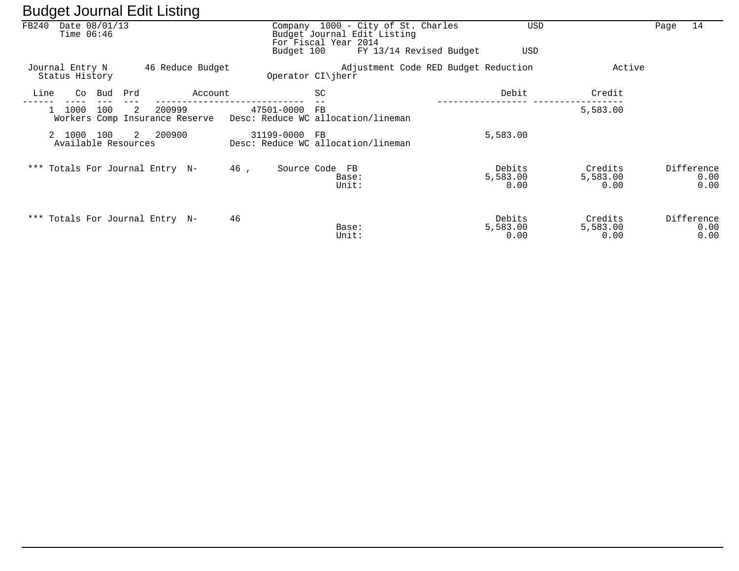# Budget Journal Edit Listing

FB240 Date 08/01/13
Time 06:46

Company 1000 - City of St. Charles USD
Budget Journal Edit Listing
For Fiscal Year 2014
Budget 100 FY 13/14 Revised Budget USD

Journal Entry N 46 Reduce Budget Adjustment Code RED Budget Reduction Active
Status History Operator CI\jherr

| Line | Co | Bud | Prd | Account | | SC | Debit | Credit |
|---|---|---|---|---|---|---|---|---|
| 1 | 1000 | 100 | 2 | 200999 | 47501-0000 | FB | | 5,583.00 |
| | Workers Comp Insurance Reserve | | | | Desc: Reduce WC allocation/lineman | | | |
| 2 | 1000 | 100 | 2 | 200900 | 31199-0000 | FB | 5,583.00 | |
| | Available Resources | | | | Desc: Reduce WC allocation/lineman | | | |

*** Totals For Journal Entry N- 46 , Source Code FB

| | Debits | Credits | Difference |
|---|---|---|---|
| Base: | 5,583.00 | 5,583.00 | 0.00 |
| Unit: | 0.00 | 0.00 | 0.00 |

*** Totals For Journal Entry N- 46

| | Debits | Credits | Difference |
|---|---|---|---|
| Base: | 5,583.00 | 5,583.00 | 0.00 |
| Unit: | 0.00 | 0.00 | 0.00 |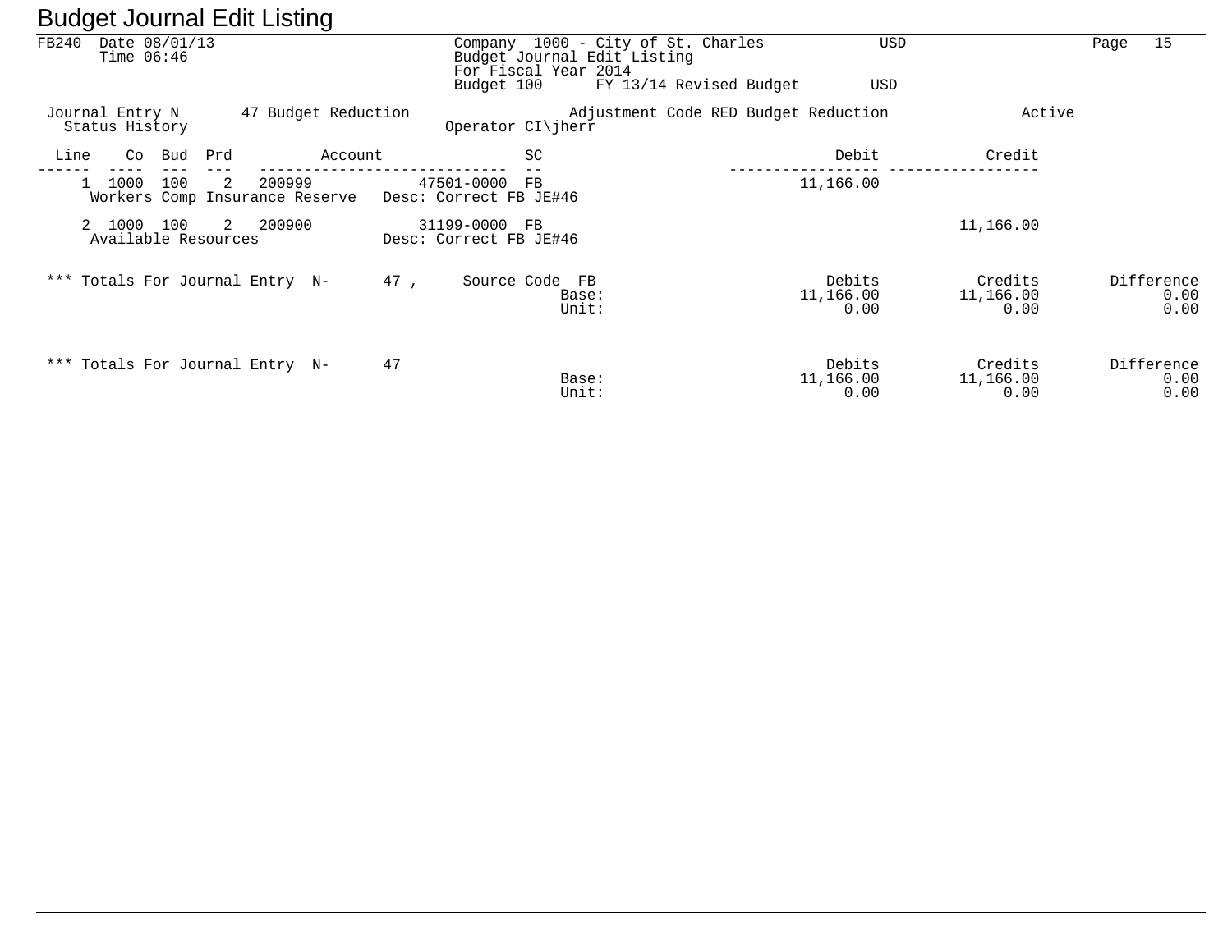# Budget Journal Edit Listing

FB240 Date 08/01/13
Time 06:46

Company 1000 - City of St. Charles USD
Budget Journal Edit Listing
For Fiscal Year 2014
Budget 100 FY 13/14 Revised Budget USD

Journal Entry N 47 Budget Reduction Adjustment Code RED Budget Reduction Active
Status History Operator CI\jherr

| Line | Co | Bud | Prd | Account | | SC | Debit | Credit |
|---|---|---|---|---|---|---|---|---|
| 1 | 1000 | 100 | 2 | 200999 | 47501-0000 | FB | 11,166.00 | |
| | Workers Comp Insurance Reserve | | | | Desc: Correct FB JE#46 | | | |
| 2 | 1000 | 100 | 2 | 200900 | 31199-0000 | FB | | 11,166.00 |
| | Available Resources | | | | Desc: Correct FB JE#46 | | | |

*** Totals For Journal Entry N- 47 , Source Code FB

| | Debits | Credits | Difference |
|---|---|---|---|
| Base: | 11,166.00 | 11,166.00 | 0.00 |
| Unit: | 0.00 | 0.00 | 0.00 |

*** Totals For Journal Entry N- 47

| | Debits | Credits | Difference |
|---|---|---|---|
| Base: | 11,166.00 | 11,166.00 | 0.00 |
| Unit: | 0.00 | 0.00 | 0.00 |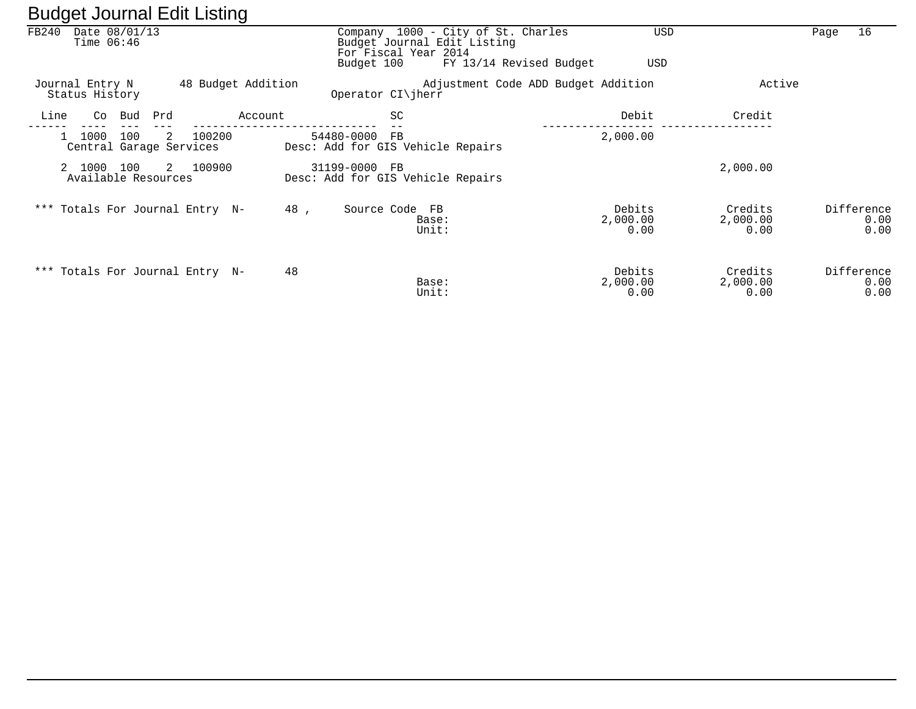# Budget Journal Edit Listing

FB240 Date 08/01/13
Time 06:46

Company 1000 - City of St. Charles USD
Budget Journal Edit Listing
For Fiscal Year 2014
Budget 100 FY 13/14 Revised Budget USD

Page 16

Journal Entry N 48 Budget Addition Adjustment Code ADD Budget Addition Active
Status History Operator CI\jherr

| Line | Co | Bud | Prd | Account | | SC | Debit | Credit |
|---|---|---|---|---|---|---|---|---|
| 1 | 1000 | 100 | 2 | 100200 | 54480-0000 | FB | 2,000.00 | |
| | Central Garage Services | | | | Desc: Add for GIS Vehicle Repairs | | | |
| 2 | 1000 | 100 | 2 | 100900 | 31199-0000 | FB | | 2,000.00 |
| | Available Resources | | | | Desc: Add for GIS Vehicle Repairs | | | |

*** Totals For Journal Entry N- 48 , Source Code FB

| | Debits | Credits | Difference |
|---|---|---|---|
| Base: | 2,000.00 | 2,000.00 | 0.00 |
| Unit: | 0.00 | 0.00 | 0.00 |

*** Totals For Journal Entry N- 48

| | Debits | Credits | Difference |
|---|---|---|---|
| Base: | 2,000.00 | 2,000.00 | 0.00 |
| Unit: | 0.00 | 0.00 | 0.00 |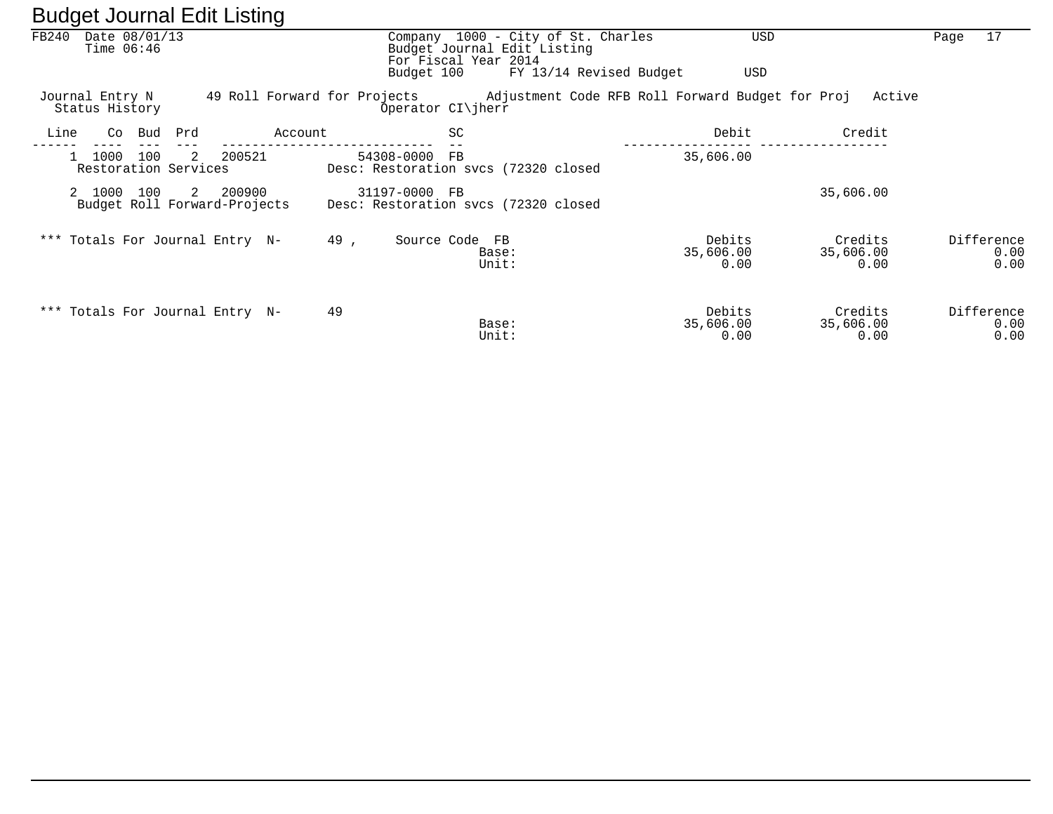# Budget Journal Edit Listing

FB240 Date 08/01/13
Time 06:46

Company 1000 - City of St. Charles USD
Budget Journal Edit Listing
For Fiscal Year 2014
Budget 100 FY 13/14 Revised Budget USD

Journal Entry N 49 Roll Forward for Projects Adjustment Code RFB Roll Forward Budget for Proj Active
Status History Operator CI\jherr

| Line | Co | Bud | Prd | Account | | SC | Debit | Credit |
|---|---|---|---|---|---|---|---|---|
| 1 | 1000 | 100 | 2 | 200521 | 54308-0000 | FB | 35,606.00 | |
| | Restoration Services | | | Desc: Restoration svcs (72320 closed | | | | |
| 2 | 1000 | 100 | 2 | 200900 | 31197-0000 | FB | | 35,606.00 |
| | Budget Roll Forward-Projects | | | Desc: Restoration svcs (72320 closed | | | | |

*** Totals For Journal Entry N- 49 , Source Code FB

| | Debits | Credits | Difference |
|---|---|---|---|
| Base: | 35,606.00 | 35,606.00 | 0.00 |
| Unit: | 0.00 | 0.00 | 0.00 |

*** Totals For Journal Entry N- 49

| | Debits | Credits | Difference |
|---|---|---|---|
| Base: | 35,606.00 | 35,606.00 | 0.00 |
| Unit: | 0.00 | 0.00 | 0.00 |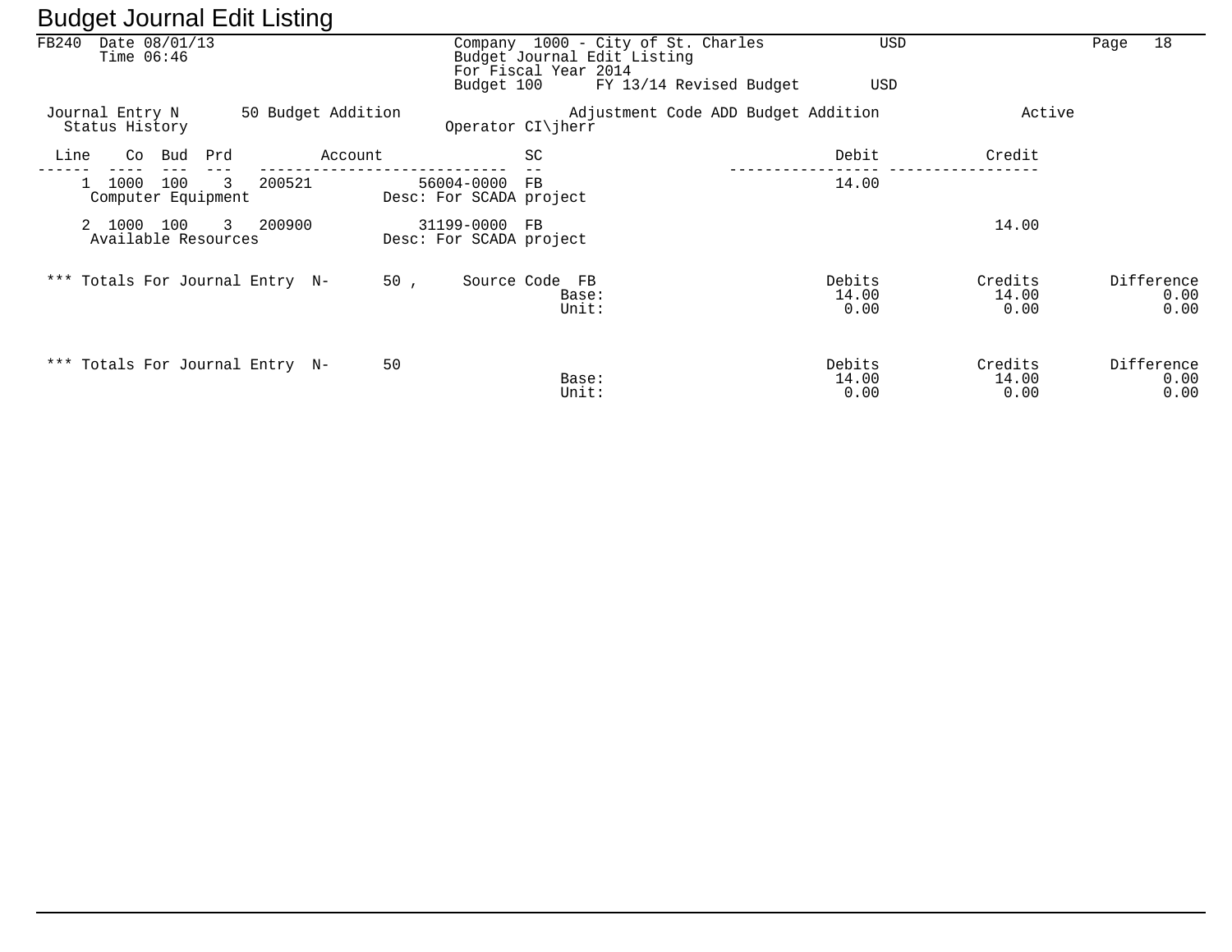# Budget Journal Edit Listing

FB240 Date 08/01/13
Time 06:46

Company 1000 - City of St. Charles USD
Budget Journal Edit Listing
For Fiscal Year 2014
Budget 100 FY 13/14 Revised Budget USD

Journal Entry N 50 Budget Addition Adjustment Code ADD Budget Addition Active
Status History Operator CI\jherr

| Line | Co | Bud | Prd | Account | | SC | Debit | Credit |
|---|---|---|---|---|---|---|---|---|
| 1 | 1000 | 100 | 3 | 200521 | 56004-0000 | FB | 14.00 | |
| | Computer Equipment | | | | Desc: For SCADA project | | | |
| 2 | 1000 | 100 | 3 | 200900 | 31199-0000 | FB | | 14.00 |
| | Available Resources | | | | Desc: For SCADA project | | | |

*** Totals For Journal Entry N- 50 , Source Code FB

| | Debits | Credits | Difference |
|---|---|---|---|
| Base: | 14.00 | 14.00 | 0.00 |
| Unit: | 0.00 | 0.00 | 0.00 |

*** Totals For Journal Entry N- 50

| | Debits | Credits | Difference |
|---|---|---|---|
| Base: | 14.00 | 14.00 | 0.00 |
| Unit: | 0.00 | 0.00 | 0.00 |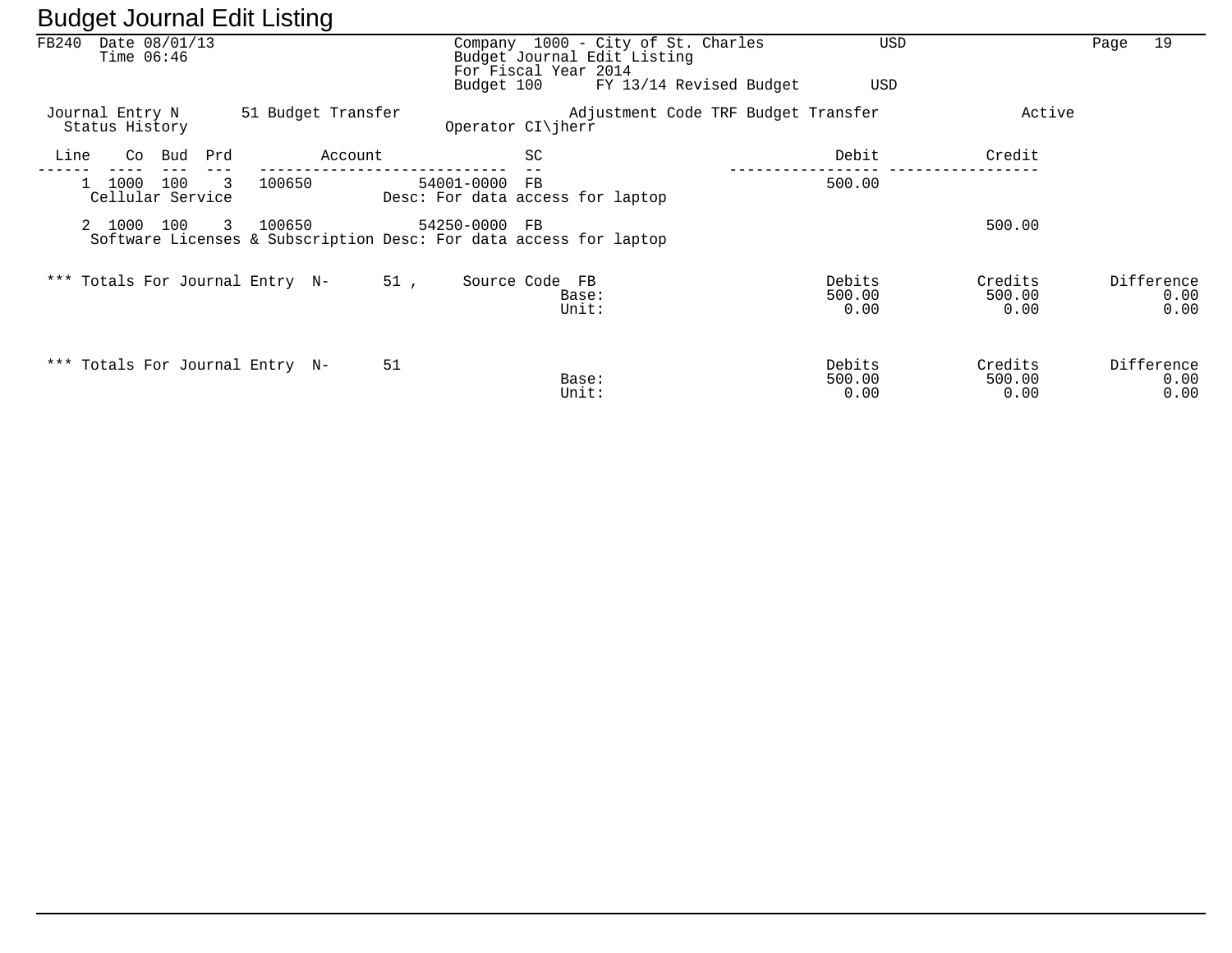# Budget Journal Edit Listing

FB240 Date 08/01/13
Time 06:46

Company 1000 - City of St. Charles USD
Budget Journal Edit Listing
For Fiscal Year 2014
Budget 100 FY 13/14 Revised Budget USD

Journal Entry N 51 Budget Transfer Adjustment Code TRF Budget Transfer Active
Status History Operator CI\jherr

| Line | Co | Bud | Prd | Account | | SC | Debit | Credit |
|---|---|---|---|---|---|---|---|---|
| 1 | 1000 | 100 | 3 | 100650 | 54001-0000 | FB | 500.00 | |
| | Cellular Service | | | | Desc: For data access for laptop | | | |
| 2 | 1000 | 100 | 3 | 100650 | 54250-0000 | FB | | 500.00 |
| | Software Licenses & Subscription | | | | Desc: For data access for laptop | | | |

*** Totals For Journal Entry N- 51 , Source Code FB

| | Debits | Credits | Difference |
|---|---|---|---|
| Base: | 500.00 | 500.00 | 0.00 |
| Unit: | 0.00 | 0.00 | 0.00 |

*** Totals For Journal Entry N- 51

| | Debits | Credits | Difference |
|---|---|---|---|
| Base: | 500.00 | 500.00 | 0.00 |
| Unit: | 0.00 | 0.00 | 0.00 |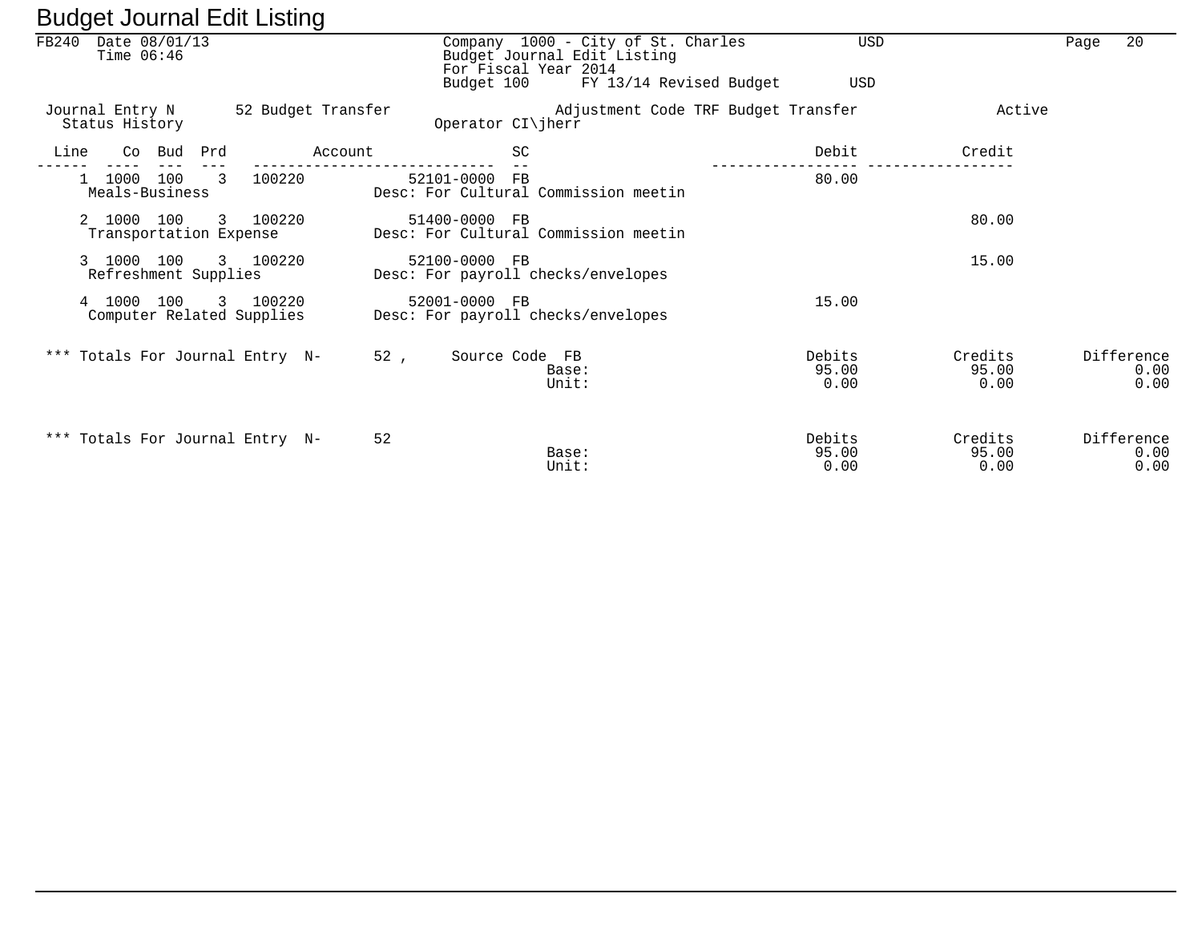# Budget Journal Edit Listing

FB240 Date 08/01/13
Time 06:46

Company 1000 - City of St. Charles USD
Budget Journal Edit Listing
For Fiscal Year 2014
Budget 100 FY 13/14 Revised Budget USD

Journal Entry N 52 Budget Transfer Adjustment Code TRF Budget Transfer Active
Status History Operator CI\jherr

| Line | Co | Bud | Prd | Account | | SC | Debit | Credit |
|---|---|---|---|---|---|---|---|---|
| 1 | 1000 | 100 | 3 | 100220 | 52101-0000 | FB | 80.00 | |
| Meals-Business | | | | Desc: For Cultural Commission meetin | | | | |
| 2 | 1000 | 100 | 3 | 100220 | 51400-0000 | FB | | 80.00 |
| Transportation Expense | | | | Desc: For Cultural Commission meetin | | | | |
| 3 | 1000 | 100 | 3 | 100220 | 52100-0000 | FB | | 15.00 |
| Refreshment Supplies | | | | Desc: For payroll checks/envelopes | | | | |
| 4 | 1000 | 100 | 3 | 100220 | 52001-0000 | FB | 15.00 | |
| Computer Related Supplies | | | | Desc: For payroll checks/envelopes | | | | |

| *** Totals For Journal Entry N- 52 , Source Code FB | | Debits | Credits | Difference |
|---|---|---|---|---|
| | Base: | 95.00 | 95.00 | 0.00 |
| | Unit: | 0.00 | 0.00 | 0.00 |

| *** Totals For Journal Entry N- 52 | | Debits | Credits | Difference |
|---|---|---|---|---|
| | Base: | 95.00 | 95.00 | 0.00 |
| | Unit: | 0.00 | 0.00 | 0.00 |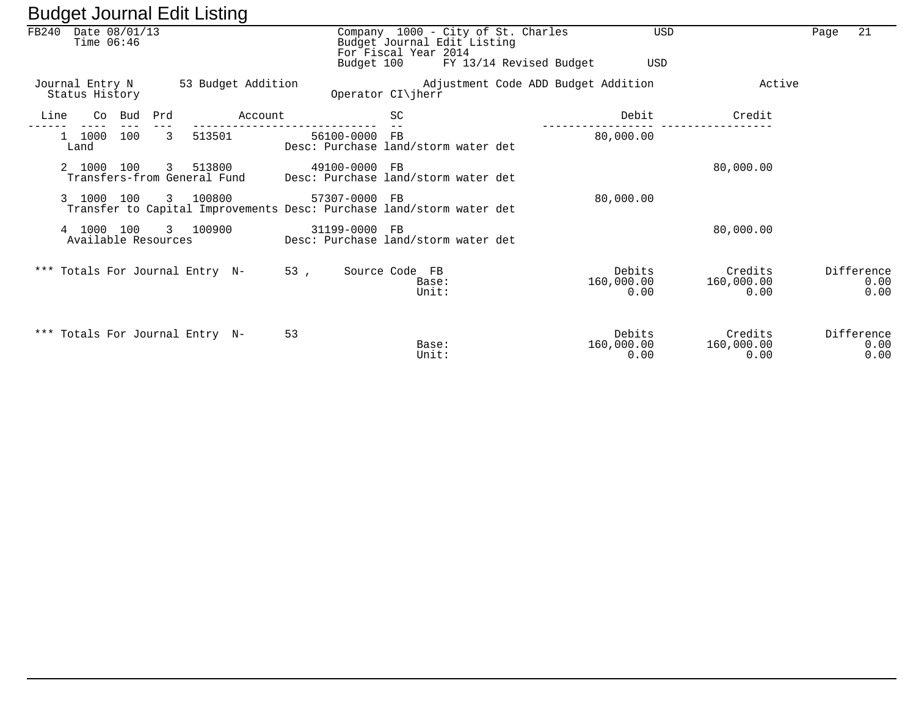# Budget Journal Edit Listing

FB240 Date 08/01/13
Time 06:46

Company 1000 - City of St. Charles USD
Budget Journal Edit Listing
For Fiscal Year 2014
Budget 100 FY 13/14 Revised Budget USD

Journal Entry N 53 Budget Addition Adjustment Code ADD Budget Addition Active
Status History Operator CI\jherr

| Line | Co | Bud | Prd | Account | | SC | Debit | Credit |
|---|---|---|---|---|---|---|---|---|
| 1 | 1000 | 100 | 3 | 513501 | 56100-0000 | FB | 80,000.00 | |
| | Land | | | | Desc: Purchase land/storm water det | | | |
| 2 | 1000 | 100 | 3 | 513800 | 49100-0000 | FB | | 80,000.00 |
| | Transfers-from General Fund | | | | Desc: Purchase land/storm water det | | | |
| 3 | 1000 | 100 | 3 | 100800 | 57307-0000 | FB | 80,000.00 | |
| | Transfer to Capital Improvements | | | | Desc: Purchase land/storm water det | | | |
| 4 | 1000 | 100 | 3 | 100900 | 31199-0000 | FB | | 80,000.00 |
| | Available Resources | | | | Desc: Purchase land/storm water det | | | |

| *** Totals For Journal Entry N- 53 , Source Code FB | | Debits | Credits | Difference |
|---|---|---|---|---|
| | Base: | 160,000.00 | 160,000.00 | 0.00 |
| | Unit: | 0.00 | 0.00 | 0.00 |

| *** Totals For Journal Entry N- 53 | | Debits | Credits | Difference |
|---|---|---|---|---|
| | Base: | 160,000.00 | 160,000.00 | 0.00 |
| | Unit: | 0.00 | 0.00 | 0.00 |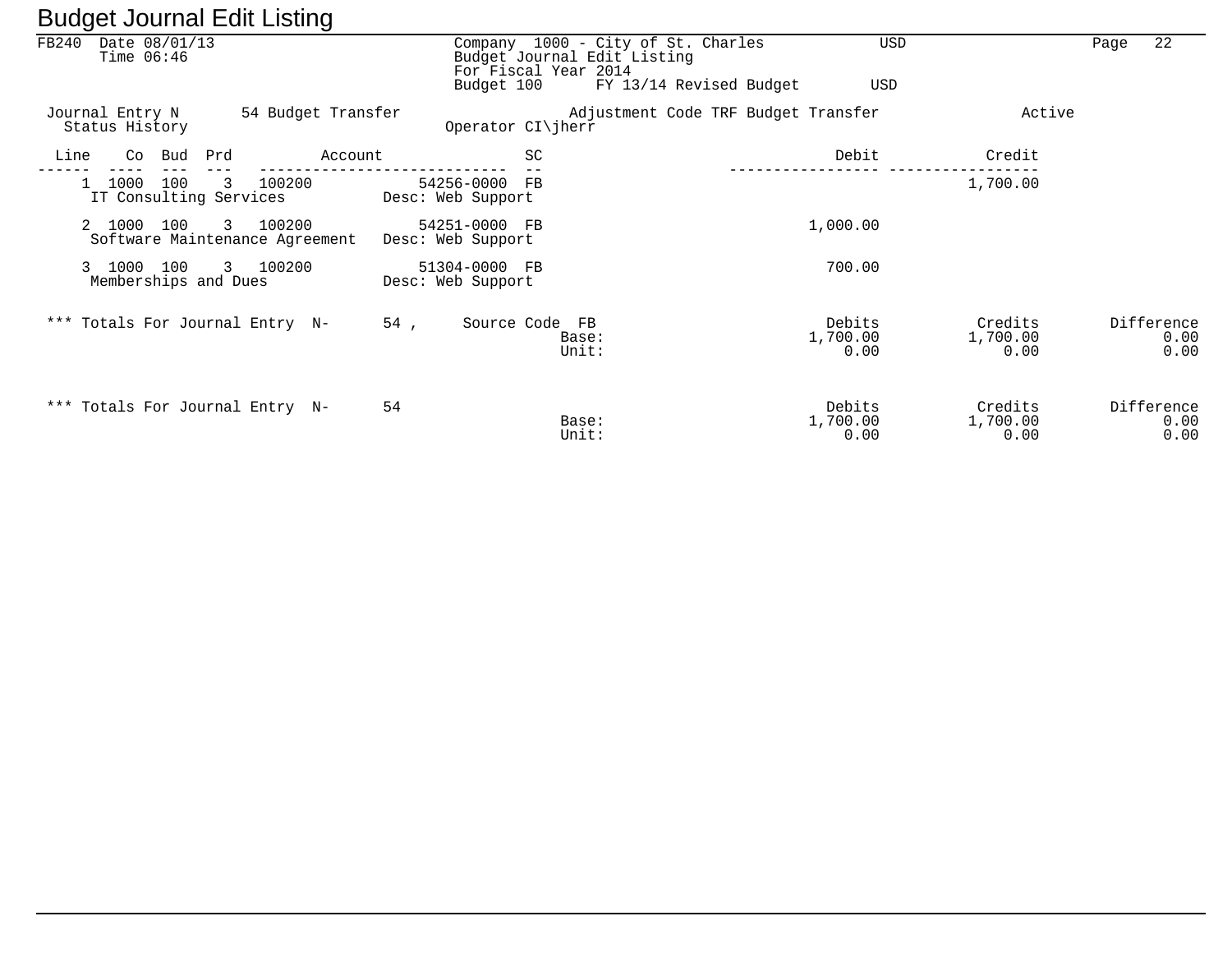# Budget Journal Edit Listing

FB240 Date 08/01/13
Time 06:46

Company 1000 - City of St. Charles USD
Budget Journal Edit Listing
For Fiscal Year 2014
Budget 100 FY 13/14 Revised Budget USD

Journal Entry N 54 Budget Transfer Adjustment Code TRF Budget Transfer Active
Status History Operator CI\jherr

| Line | Co | Bud | Prd | Account | | SC | Debit | Credit |
|---|---|---|---|---|---|---|---|---|
| 1 | 1000 | 100 | 3 | 100200 | 54256-0000 | FB | | 1,700.00 |
| | IT Consulting Services | | | | Desc: Web Support | | | |
| 2 | 1000 | 100 | 3 | 100200 | 54251-0000 | FB | 1,000.00 | |
| | Software Maintenance Agreement | | | | Desc: Web Support | | | |
| 3 | 1000 | 100 | 3 | 100200 | 51304-0000 | FB | 700.00 | |
| | Memberships and Dues | | | | Desc: Web Support | | | |

*** Totals For Journal Entry N- 54 , Source Code FB

| | Debits | Credits | Difference |
|---|---|---|---|
| Base: | 1,700.00 | 1,700.00 | 0.00 |
| Unit: | 0.00 | 0.00 | 0.00 |

*** Totals For Journal Entry N- 54

| | Debits | Credits | Difference |
|---|---|---|---|
| Base: | 1,700.00 | 1,700.00 | 0.00 |
| Unit: | 0.00 | 0.00 | 0.00 |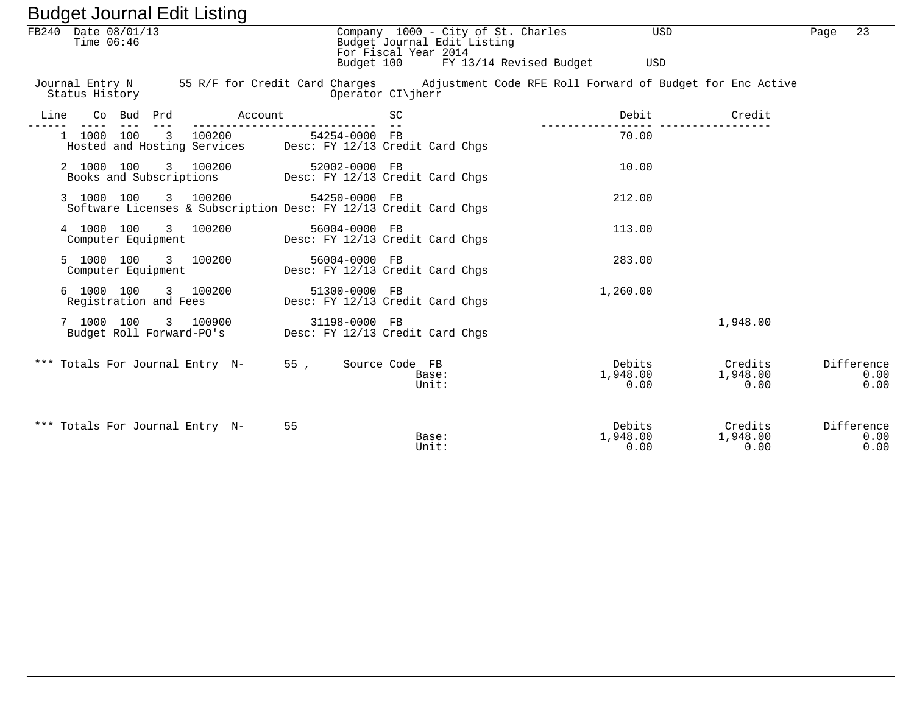# Budget Journal Edit Listing

FB240 Date 08/01/13
Time 06:46

Company 1000 - City of St. Charles USD
Budget Journal Edit Listing
For Fiscal Year 2014
Budget 100 FY 13/14 Revised Budget USD

Journal Entry N 55 R/F for Credit Card Charges Adjustment Code RFE Roll Forward of Budget for Enc Active
Status History Operator CI\jherr

| Line | Co | Bud | Prd | Account | | SC | Description | Debit | Credit |
|---|---|---|---|---|---|---|---|---|---|
| 1 | 1000 | 100 | 3 | 100200 | 54254-0000 | FB | | 70.00 | |
| | | | | Hosted and Hosting Services | | | Desc: FY 12/13 Credit Card Chgs | | |
| 2 | 1000 | 100 | 3 | 100200 | 52002-0000 | FB | | 10.00 | |
| | | | | Books and Subscriptions | | | Desc: FY 12/13 Credit Card Chgs | | |
| 3 | 1000 | 100 | 3 | 100200 | 54250-0000 | FB | | 212.00 | |
| | | | | Software Licenses & Subscription | | | Desc: FY 12/13 Credit Card Chgs | | |
| 4 | 1000 | 100 | 3 | 100200 | 56004-0000 | FB | | 113.00 | |
| | | | | Computer Equipment | | | Desc: FY 12/13 Credit Card Chgs | | |
| 5 | 1000 | 100 | 3 | 100200 | 56004-0000 | FB | | 283.00 | |
| | | | | Computer Equipment | | | Desc: FY 12/13 Credit Card Chgs | | |
| 6 | 1000 | 100 | 3 | 100200 | 51300-0000 | FB | | 1,260.00 | |
| | | | | Registration and Fees | | | Desc: FY 12/13 Credit Card Chgs | | |
| 7 | 1000 | 100 | 3 | 100900 | 31198-0000 | FB | | | 1,948.00 |
| | | | | Budget Roll Forward-PO's | | | Desc: FY 12/13 Credit Card Chgs | | |

| *** Totals For Journal Entry N- 55 , Source Code FB | | Debits | Credits | Difference |
|---|---|---|---|---|
| | Base: | 1,948.00 | 1,948.00 | 0.00 |
| | Unit: | 0.00 | 0.00 | 0.00 |

| *** Totals For Journal Entry N- 55 | | Debits | Credits | Difference |
|---|---|---|---|---|
| | Base: | 1,948.00 | 1,948.00 | 0.00 |
| | Unit: | 0.00 | 0.00 | 0.00 |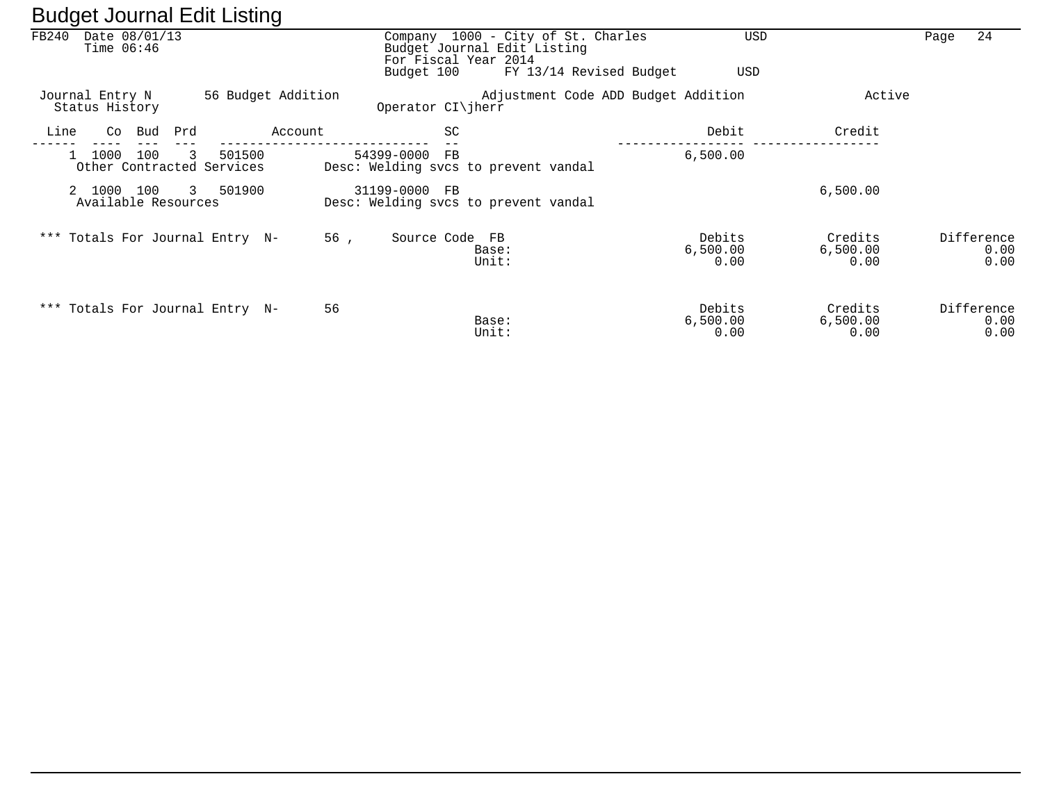# Budget Journal Edit Listing

FB240 Date 08/01/13
Time 06:46

Company 1000 - City of St. Charles USD
Budget Journal Edit Listing
For Fiscal Year 2014
Budget 100 FY 13/14 Revised Budget USD

Journal Entry N 56 Budget Addition Adjustment Code ADD Budget Addition Active
Status History Operator CI\jherr

| Line | Co | Bud | Prd | Account | | SC | Debit | Credit |
|---|---|---|---|---|---|---|---|---|
| 1 | 1000 | 100 | 3 | 501500 | 54399-0000 | FB | 6,500.00 | |
| | Other Contracted Services | | | | Desc: Welding svcs to prevent vandal | | | |
| 2 | 1000 | 100 | 3 | 501900 | 31199-0000 | FB | | 6,500.00 |
| | Available Resources | | | | Desc: Welding svcs to prevent vandal | | | |

*** Totals For Journal Entry N- 56 , Source Code FB

| | Debits | Credits | Difference |
|---|---|---|---|
| Base: | 6,500.00 | 6,500.00 | 0.00 |
| Unit: | 0.00 | 0.00 | 0.00 |

*** Totals For Journal Entry N- 56

| | Debits | Credits | Difference |
|---|---|---|---|
| Base: | 6,500.00 | 6,500.00 | 0.00 |
| Unit: | 0.00 | 0.00 | 0.00 |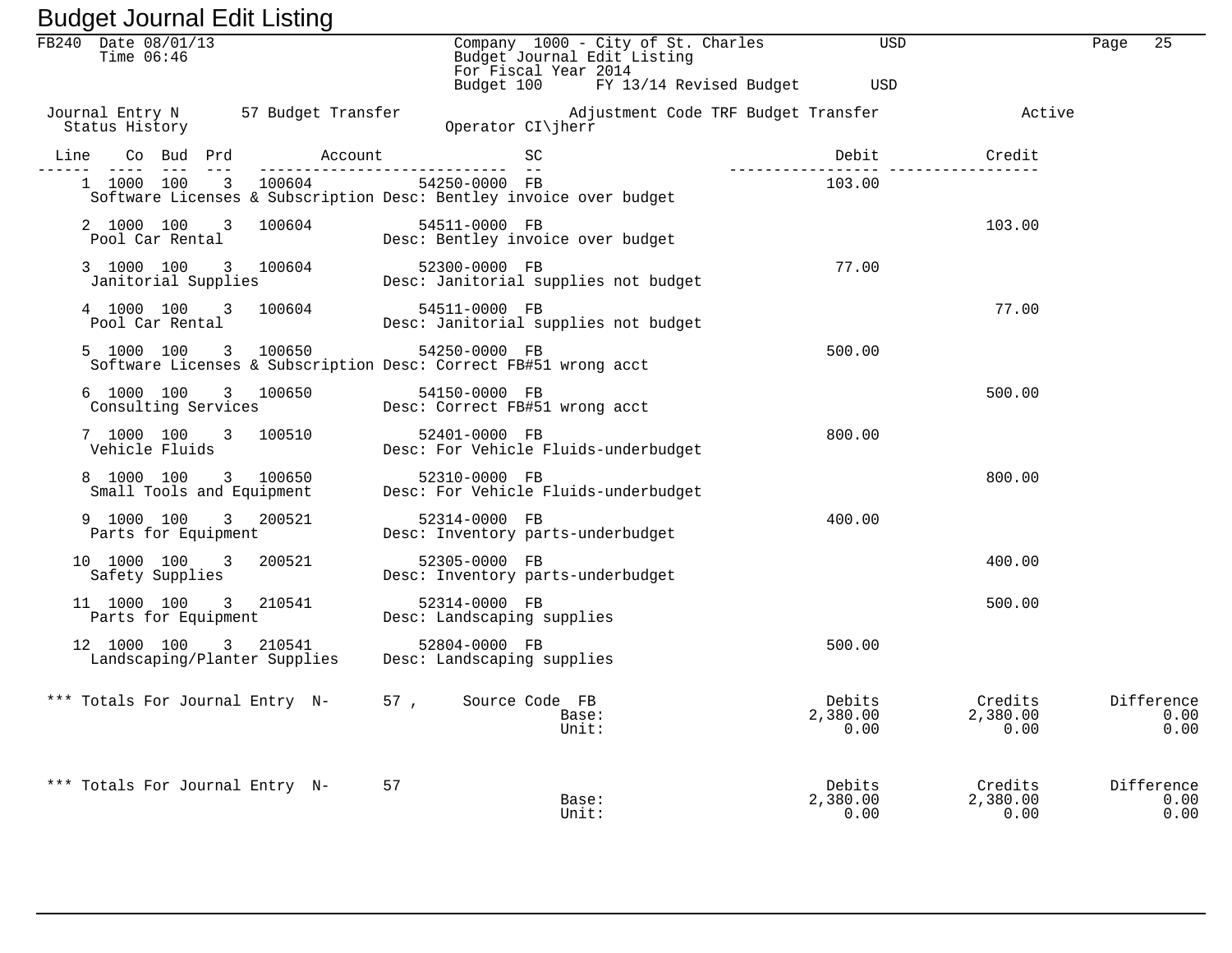# Budget Journal Edit Listing

FB240 Date 08/01/13
Time 06:46

Company 1000 - City of St. Charles USD
Budget Journal Edit Listing
For Fiscal Year 2014
Budget 100 FY 13/14 Revised Budget USD

Journal Entry N 57 Budget Transfer Adjustment Code TRF Budget Transfer Active
Status History Operator CI\jherr

| Line | Co | Bud | Prd | Account | | SC | Debit | Credit |
|---|---|---|---|---|---|---|---|---|
| 1 | 1000 | 100 | 3 | 100604 | 54250-0000 | FB | 103.00 | |
| | Software Licenses & Subscription | | | | Desc: Bentley invoice over budget | | | |
| 2 | 1000 | 100 | 3 | 100604 | 54511-0000 | FB | | 103.00 |
| | Pool Car Rental | | | | Desc: Bentley invoice over budget | | | |
| 3 | 1000 | 100 | 3 | 100604 | 52300-0000 | FB | 77.00 | |
| | Janitorial Supplies | | | | Desc: Janitorial supplies not budget | | | |
| 4 | 1000 | 100 | 3 | 100604 | 54511-0000 | FB | | 77.00 |
| | Pool Car Rental | | | | Desc: Janitorial supplies not budget | | | |
| 5 | 1000 | 100 | 3 | 100650 | 54250-0000 | FB | 500.00 | |
| | Software Licenses & Subscription | | | | Desc: Correct FB#51 wrong acct | | | |
| 6 | 1000 | 100 | 3 | 100650 | 54150-0000 | FB | | 500.00 |
| | Consulting Services | | | | Desc: Correct FB#51 wrong acct | | | |
| 7 | 1000 | 100 | 3 | 100510 | 52401-0000 | FB | 800.00 | |
| | Vehicle Fluids | | | | Desc: For Vehicle Fluids-underbudget | | | |
| 8 | 1000 | 100 | 3 | 100650 | 52310-0000 | FB | | 800.00 |
| | Small Tools and Equipment | | | | Desc: For Vehicle Fluids-underbudget | | | |
| 9 | 1000 | 100 | 3 | 200521 | 52314-0000 | FB | 400.00 | |
| | Parts for Equipment | | | | Desc: Inventory parts-underbudget | | | |
| 10 | 1000 | 100 | 3 | 200521 | 52305-0000 | FB | | 400.00 |
| | Safety Supplies | | | | Desc: Inventory parts-underbudget | | | |
| 11 | 1000 | 100 | 3 | 210541 | 52314-0000 | FB | | 500.00 |
| | Parts for Equipment | | | | Desc: Landscaping supplies | | | |
| 12 | 1000 | 100 | 3 | 210541 | 52804-0000 | FB | 500.00 | |
| | Landscaping/Planter Supplies | | | | Desc: Landscaping supplies | | | |

| *** Totals For Journal Entry N- 57 , Source Code FB | | Debits | Credits | Difference |
|---|---|---|---|---|
| | Base: | 2,380.00 | 2,380.00 | 0.00 |
| | Unit: | 0.00 | 0.00 | 0.00 |

| *** Totals For Journal Entry N- 57 | | Debits | Credits | Difference |
|---|---|---|---|---|
| | Base: | 2,380.00 | 2,380.00 | 0.00 |
| | Unit: | 0.00 | 0.00 | 0.00 |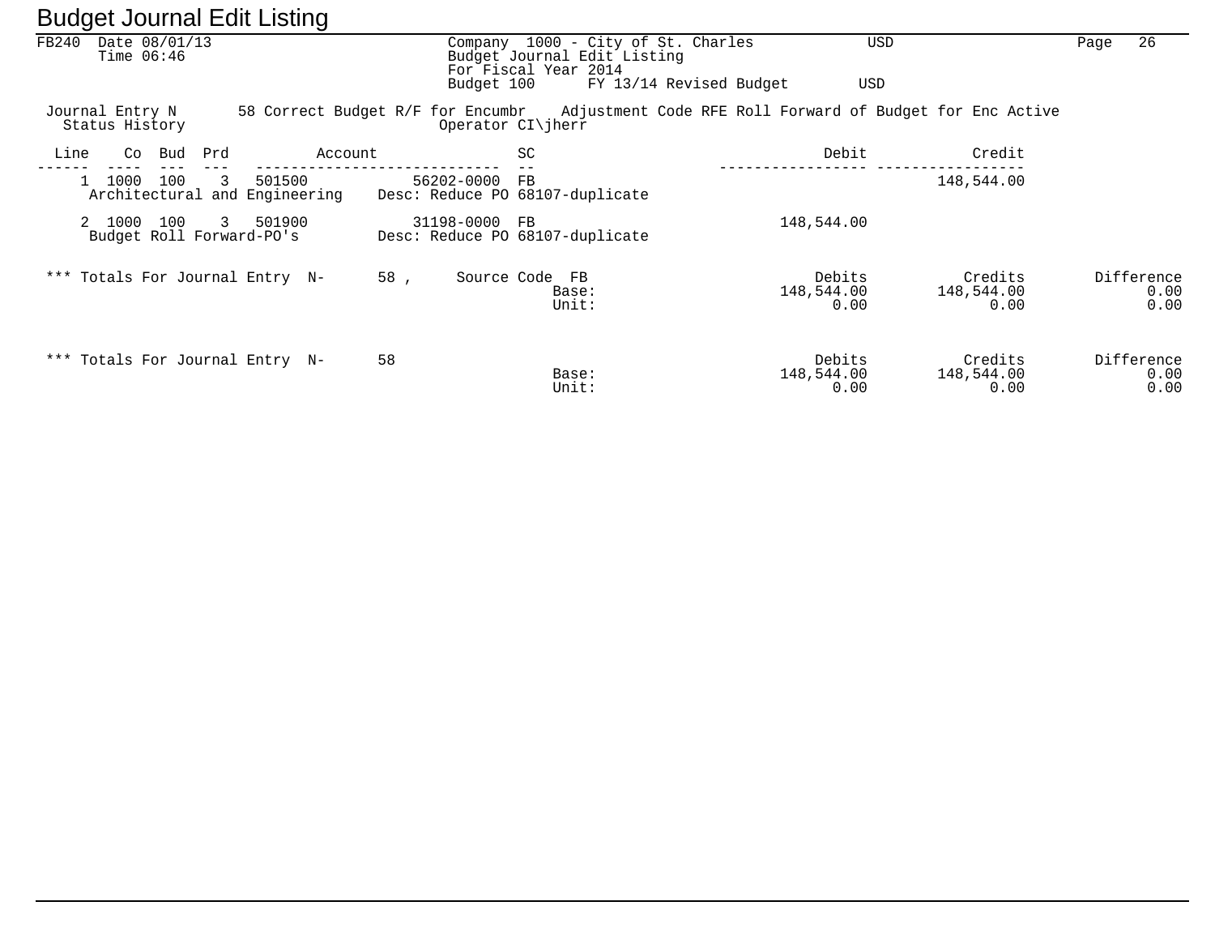# Budget Journal Edit Listing

FB240 Date 08/01/13
Time 06:46

Company 1000 - City of St. Charles USD
Budget Journal Edit Listing
For Fiscal Year 2014
Budget 100 FY 13/14 Revised Budget USD

Journal Entry N 58 Correct Budget R/F for Encumbr Adjustment Code RFE Roll Forward of Budget for Enc Active
Status History Operator CI\jherr

| Line | Co | Bud | Prd | Account | | SC | Debit | Credit |
|---|---|---|---|---|---|---|---|---|
| 1 | 1000 | 100 | 3 | 501500 | 56202-0000 | FB | | 148,544.00 |
| | Architectural and Engineering | | | | Desc: Reduce PO 68107-duplicate | | | |
| 2 | 1000 | 100 | 3 | 501900 | 31198-0000 | FB | 148,544.00 | |
| | Budget Roll Forward-PO's | | | | Desc: Reduce PO 68107-duplicate | | | |

| *** Totals For Journal Entry N- 58 , Source Code FB | | Debits | Credits | Difference |
|---|---|---|---|---|
| | Base: | 148,544.00 | 148,544.00 | 0.00 |
| | Unit: | 0.00 | 0.00 | 0.00 |

| *** Totals For Journal Entry N- 58 | | Debits | Credits | Difference |
|---|---|---|---|---|
| | Base: | 148,544.00 | 148,544.00 | 0.00 |
| | Unit: | 0.00 | 0.00 | 0.00 |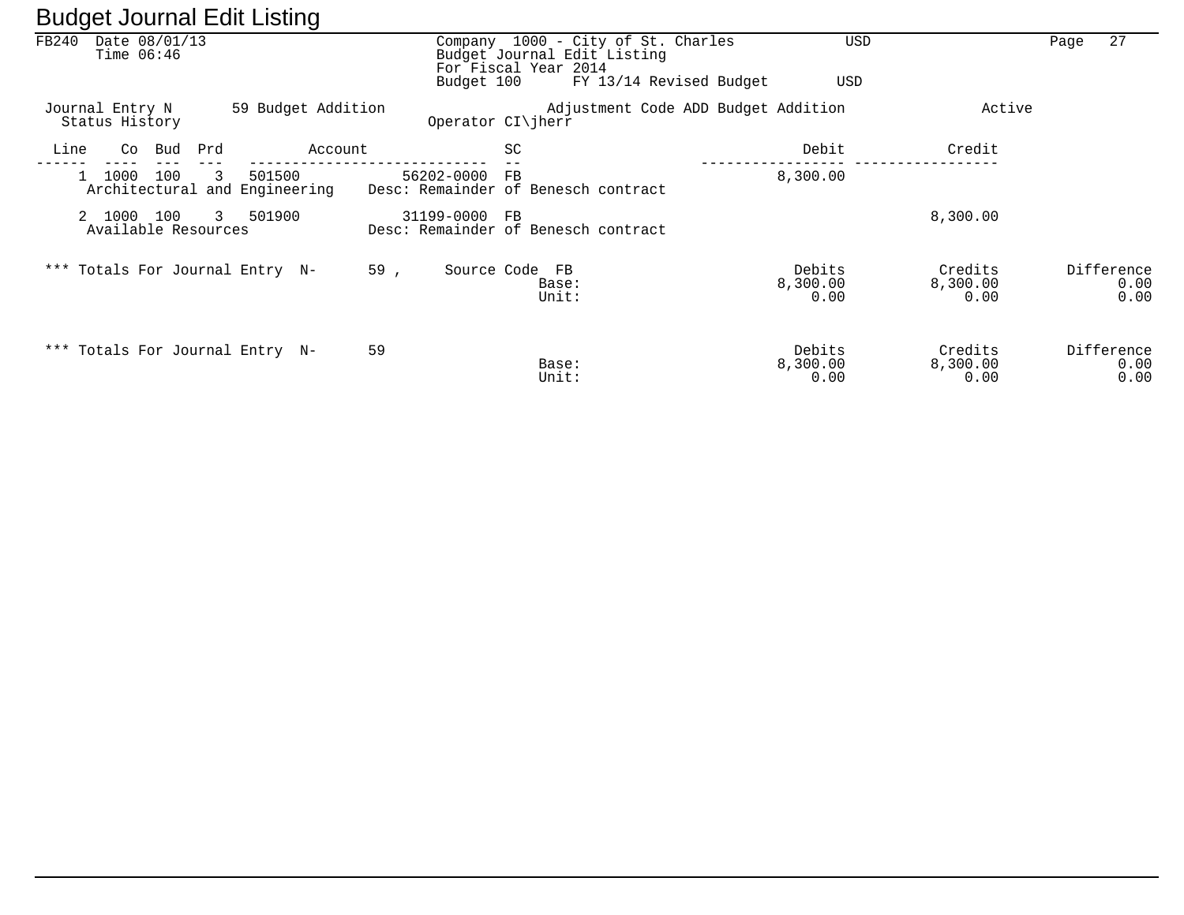# Budget Journal Edit Listing

FB240 Date 08/01/13
Time 06:46

Company 1000 - City of St. Charles USD
Budget Journal Edit Listing
For Fiscal Year 2014
Budget 100 FY 13/14 Revised Budget USD

Journal Entry N 59 Budget Addition Adjustment Code ADD Budget Addition Active
Status History Operator CI\jherr

| Line | Co | Bud | Prd | Account | | SC | Debit | Credit |
|---|---|---|---|---|---|---|---|---|
| 1 | 1000 | 100 | 3 | 501500 | 56202-0000 | FB | 8,300.00 | |
| | Architectural and Engineering | | | | Desc: Remainder of Benesch contract | | | |
| 2 | 1000 | 100 | 3 | 501900 | 31199-0000 | FB | | 8,300.00 |
| | Available Resources | | | | Desc: Remainder of Benesch contract | | | |

*** Totals For Journal Entry N- 59 , Source Code FB

| | Debits | Credits | Difference |
|---|---|---|---|
| Base: | 8,300.00 | 8,300.00 | 0.00 |
| Unit: | 0.00 | 0.00 | 0.00 |

*** Totals For Journal Entry N- 59

| | Debits | Credits | Difference |
|---|---|---|---|
| Base: | 8,300.00 | 8,300.00 | 0.00 |
| Unit: | 0.00 | 0.00 | 0.00 |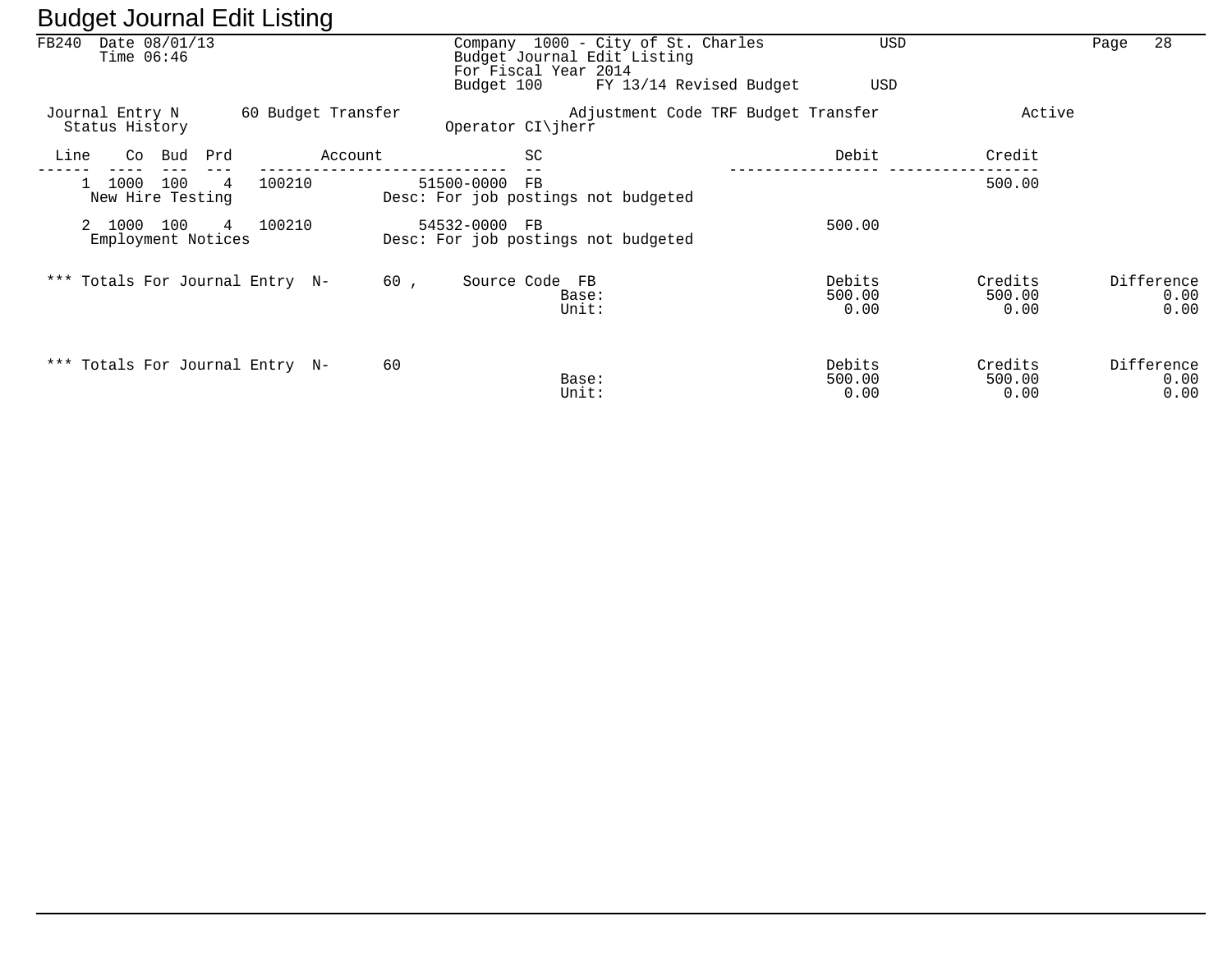# Budget Journal Edit Listing

FB240 Date 08/01/13
Time 06:46

Company 1000 - City of St. Charles USD
Budget Journal Edit Listing
For Fiscal Year 2014
Budget 100 FY 13/14 Revised Budget USD

Journal Entry N 60 Budget Transfer Adjustment Code TRF Budget Transfer Active
Status History Operator CI\jherr

| Line | Co | Bud | Prd | Account | | SC | Debit | Credit |
|---|---|---|---|---|---|---|---|---|
| 1 | 1000 | 100 | 4 | 100210 | 51500-0000 | FB | | 500.00 |
| | New Hire Testing | | | | Desc: For job postings not budgeted | | | |
| 2 | 1000 | 100 | 4 | 100210 | 54532-0000 | FB | 500.00 | |
| | Employment Notices | | | | Desc: For job postings not budgeted | | | |

*** Totals For Journal Entry N- 60 , Source Code FB

| | Debits | Credits | Difference |
|---|---|---|---|
| Base: | 500.00 | 500.00 | 0.00 |
| Unit: | 0.00 | 0.00 | 0.00 |

*** Totals For Journal Entry N- 60

| | Debits | Credits | Difference |
|---|---|---|---|
| Base: | 500.00 | 500.00 | 0.00 |
| Unit: | 0.00 | 0.00 | 0.00 |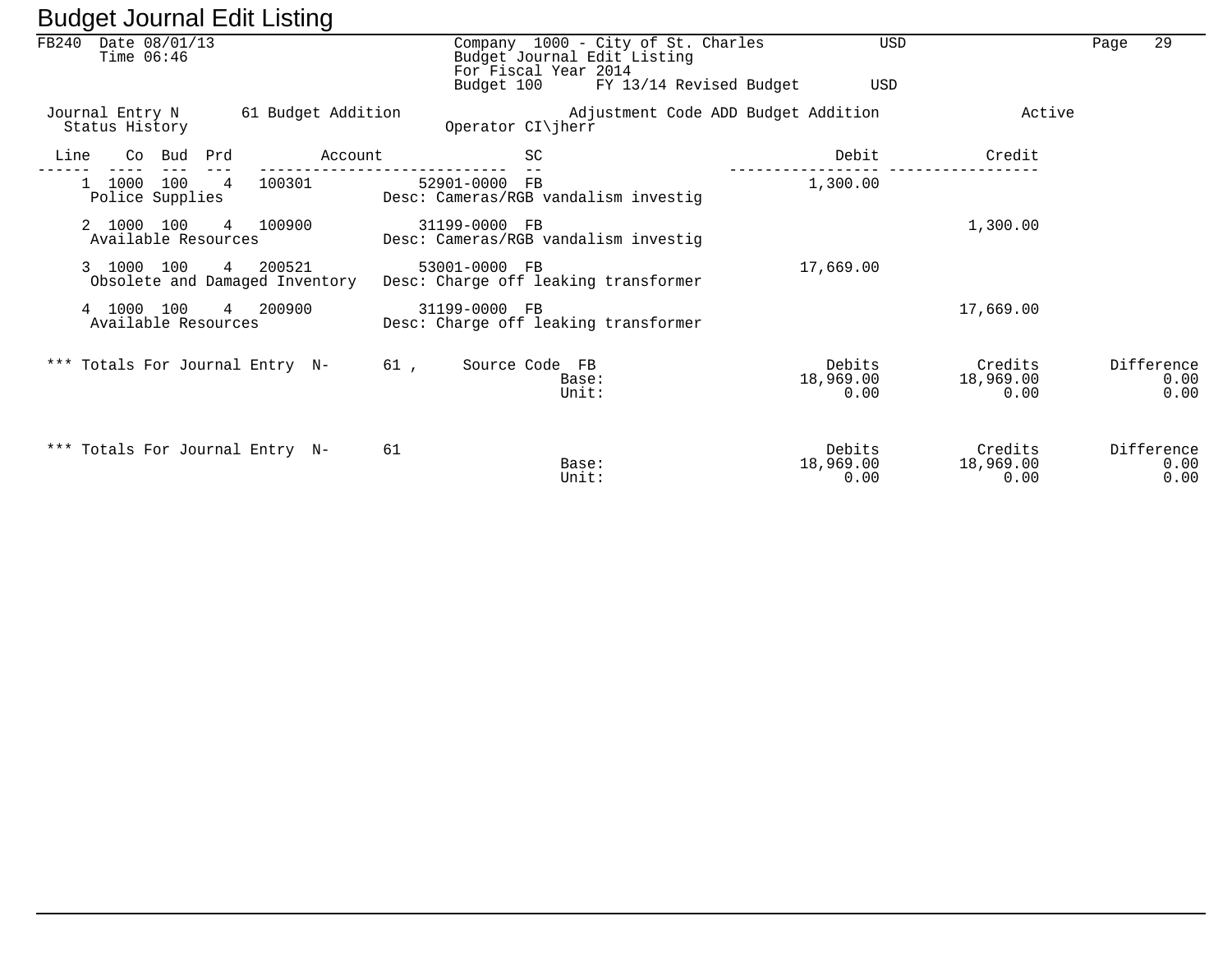# Budget Journal Edit Listing

FB240 Date 08/01/13
Time 06:46

Company 1000 - City of St. Charles USD
Budget Journal Edit Listing
For Fiscal Year 2014
Budget 100 FY 13/14 Revised Budget USD

Journal Entry N 61 Budget Addition Adjustment Code ADD Budget Addition Active
Status History Operator CI\jherr

| Line | Co | Bud | Prd | Account | | SC | Debit | Credit |
|---|---|---|---|---|---|---|---|---|
| 1 | 1000 | 100 | 4 | 100301 | 52901-0000 | FB | 1,300.00 | |
| | Police Supplies | | | | Desc: Cameras/RGB vandalism investig | | | |
| 2 | 1000 | 100 | 4 | 100900 | 31199-0000 | FB | | 1,300.00 |
| | Available Resources | | | | Desc: Cameras/RGB vandalism investig | | | |
| 3 | 1000 | 100 | 4 | 200521 | 53001-0000 | FB | 17,669.00 | |
| | Obsolete and Damaged Inventory | | | | Desc: Charge off leaking transformer | | | |
| 4 | 1000 | 100 | 4 | 200900 | 31199-0000 | FB | | 17,669.00 |
| | Available Resources | | | | Desc: Charge off leaking transformer | | | |

*** Totals For Journal Entry N- 61 , Source Code FB

| | Debits | Credits | Difference |
|---|---|---|---|
| Base: | 18,969.00 | 18,969.00 | 0.00 |
| Unit: | 0.00 | 0.00 | 0.00 |

*** Totals For Journal Entry N- 61

| | Debits | Credits | Difference |
|---|---|---|---|
| Base: | 18,969.00 | 18,969.00 | 0.00 |
| Unit: | 0.00 | 0.00 | 0.00 |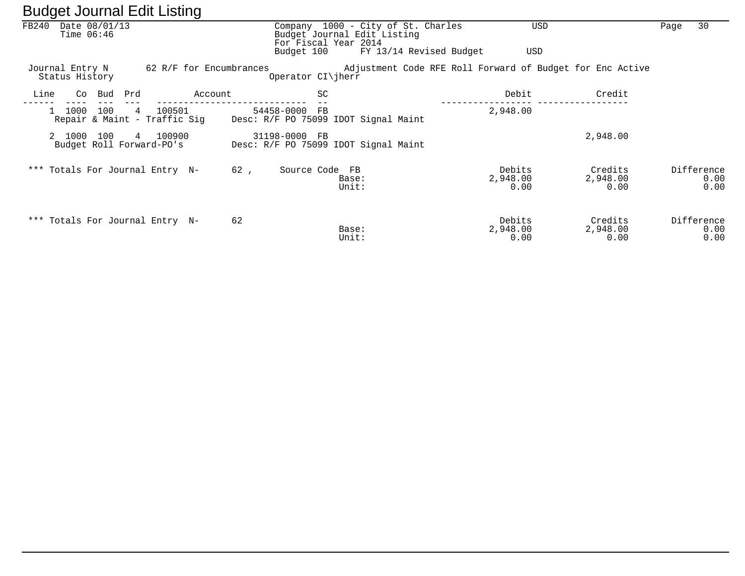# Budget Journal Edit Listing

FB240 Date 08/01/13
Time 06:46

Company 1000 - City of St. Charles USD
Budget Journal Edit Listing
For Fiscal Year 2014
Budget 100 FY 13/14 Revised Budget USD

Journal Entry N 62 R/F for Encumbrances Adjustment Code RFE Roll Forward of Budget for Enc Active
Status History Operator CI\jherr

| Line | Co | Bud | Prd | Account | | SC | | Debit | Credit |
|---|---|---|---|---|---|---|---|---|---|
| 1 | 1000 | 100 | 4 | 100501 | 54458-0000 | FB | | 2,948.00 | |
| | Repair & Maint - Traffic Sig | | | | Desc: R/F PO 75099 IDOT Signal Maint | | | | |
| 2 | 1000 | 100 | 4 | 100900 | 31198-0000 | FB | | | 2,948.00 |
| | Budget Roll Forward-PO's | | | | Desc: R/F PO 75099 IDOT Signal Maint | | | | |

*** Totals For Journal Entry N- 62 , Source Code FB

| | Debits | Credits | Difference |
|---|---|---|---|
| Base: | 2,948.00 | 2,948.00 | 0.00 |
| Unit: | 0.00 | 0.00 | 0.00 |

*** Totals For Journal Entry N- 62

| | Debits | Credits | Difference |
|---|---|---|---|
| Base: | 2,948.00 | 2,948.00 | 0.00 |
| Unit: | 0.00 | 0.00 | 0.00 |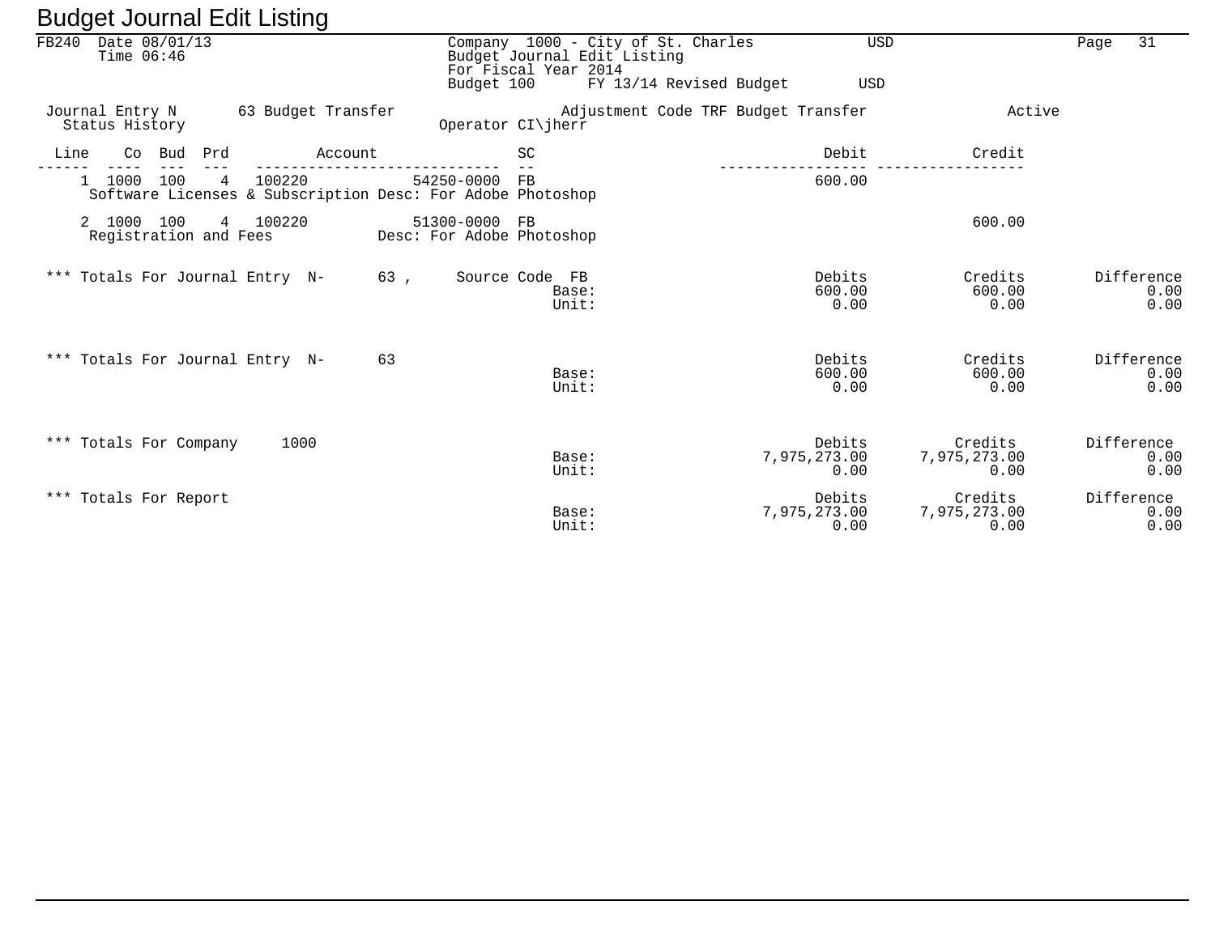# Budget Journal Edit Listing

FB240 Date 08/01/13
Time 06:46

Company 1000 - City of St. Charles USD
Budget Journal Edit Listing
For Fiscal Year 2014
Budget 100 FY 13/14 Revised Budget USD

Journal Entry N 63 Budget Transfer Adjustment Code TRF Budget Transfer Active
Status History Operator CI\jherr

| Line | Co | Bud | Prd | Account | | SC | Debit | Credit |
|---|---|---|---|---|---|---|---|---|
| 1 | 1000 | 100 | 4 | 100220 | 54250-0000 | FB | 600.00 | |
| | Software Licenses & Subscription Desc: For Adobe Photoshop | | | | | | | |
| 2 | 1000 | 100 | 4 | 100220 | 51300-0000 | FB | | 600.00 |
| | Registration and Fees Desc: For Adobe Photoshop | | | | | | | |

*** Totals For Journal Entry N- 63 , Source Code FB

| | Debits | Credits | Difference |
|---|---|---|---|
| Base: | 600.00 | 600.00 | 0.00 |
| Unit: | 0.00 | 0.00 | 0.00 |

*** Totals For Journal Entry N- 63

| | Debits | Credits | Difference |
|---|---|---|---|
| Base: | 600.00 | 600.00 | 0.00 |
| Unit: | 0.00 | 0.00 | 0.00 |

*** Totals For Company 1000

| | Debits | Credits | Difference |
|---|---|---|---|
| Base: | 7,975,273.00 | 7,975,273.00 | 0.00 |
| Unit: | 0.00 | 0.00 | 0.00 |

*** Totals For Report

| | Debits | Credits | Difference |
|---|---|---|---|
| Base: | 7,975,273.00 | 7,975,273.00 | 0.00 |
| Unit: | 0.00 | 0.00 | 0.00 |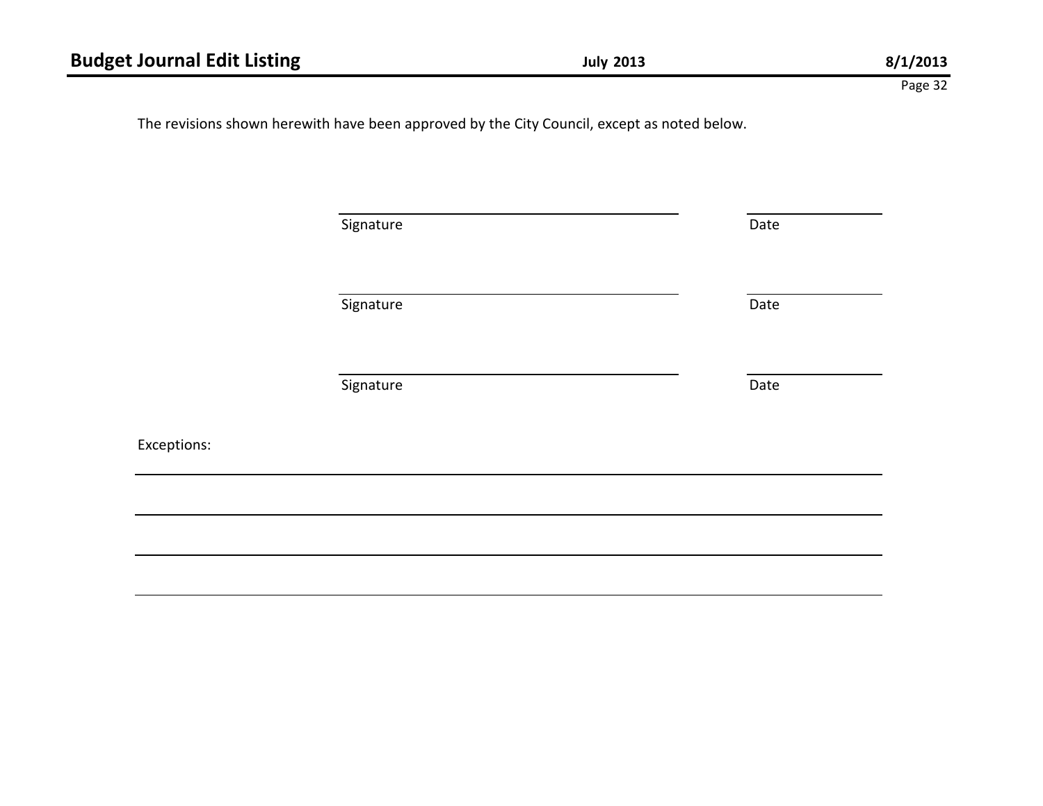The revisions shown herewith have been approved by the City Council, except as noted below.

\_\_\_\_\_\_\_\_\_\_\_\_\_\_\_\_\_\_\_\_\_\_\_\_\_\_\_\_\_\_\_\_ \_\_\_\_\_\_\_\_\_\_\_\_\_\_

Signature Date

\_\_\_\_\_\_\_\_\_\_\_\_\_\_\_\_\_\_\_\_\_\_\_\_\_\_\_\_\_\_\_\_ \_\_\_\_\_\_\_\_\_\_\_\_\_\_

Signature Date

\_\_\_\_\_\_\_\_\_\_\_\_\_\_\_\_\_\_\_\_\_\_\_\_\_\_\_\_\_\_\_\_ \_\_\_\_\_\_\_\_\_\_\_\_\_\_

Signature Date

Exceptions:

\_\_\_\_\_\_\_\_\_\_\_\_\_\_\_\_\_\_\_\_\_\_\_\_\_\_\_\_\_\_\_\_\_\_\_\_\_\_\_\_\_\_\_\_\_\_\_\_\_\_\_\_\_\_\_\_

\_\_\_\_\_\_\_\_\_\_\_\_\_\_\_\_\_\_\_\_\_\_\_\_\_\_\_\_\_\_\_\_\_\_\_\_\_\_\_\_\_\_\_\_\_\_\_\_\_\_\_\_\_\_\_\_

\_\_\_\_\_\_\_\_\_\_\_\_\_\_\_\_\_\_\_\_\_\_\_\_\_\_\_\_\_\_\_\_\_\_\_\_\_\_\_\_\_\_\_\_\_\_\_\_\_\_\_\_\_\_\_\_

\_\_\_\_\_\_\_\_\_\_\_\_\_\_\_\_\_\_\_\_\_\_\_\_\_\_\_\_\_\_\_\_\_\_\_\_\_\_\_\_\_\_\_\_\_\_\_\_\_\_\_\_\_\_\_\_